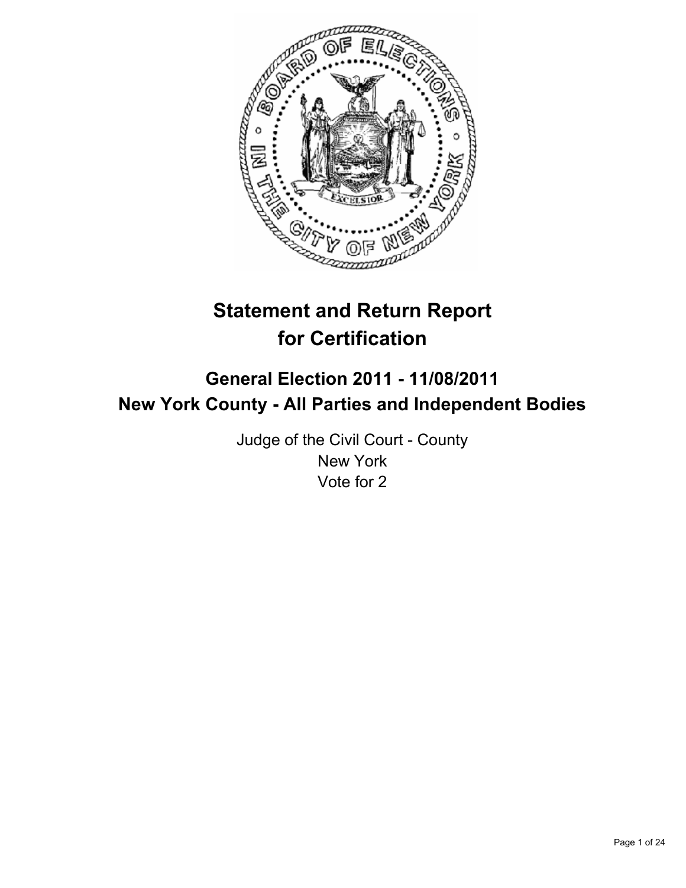# Statement and Return Report for Certification

## General Election 2011 - 11/08/2011
## New York County - All Parties and Independent Bodies

Judge of the Civil Court - County
New York
Vote for 2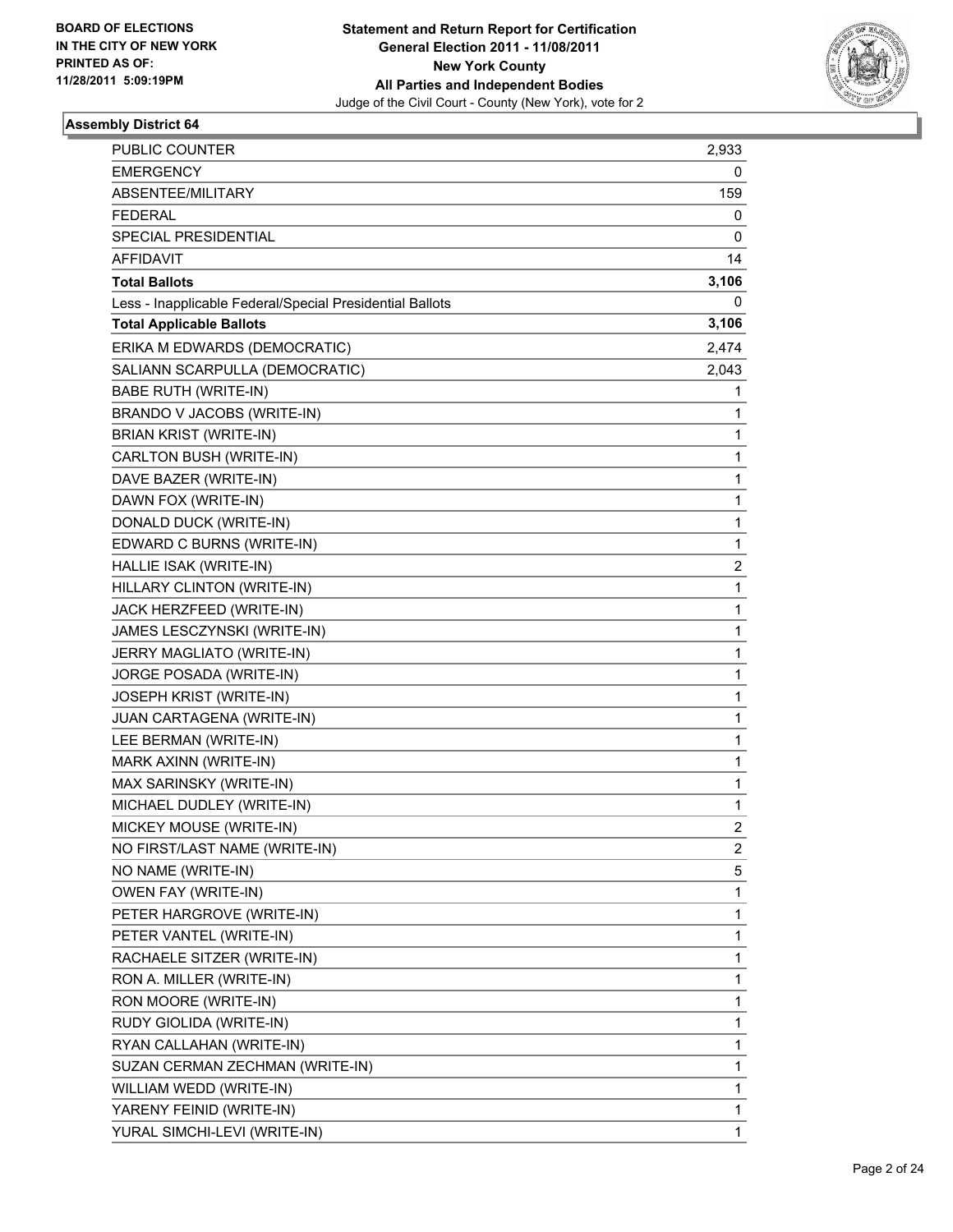**BOARD OF ELECTIONS IN THE CITY OF NEW YORK PRINTED AS OF: 11/28/2011 5:09:19PM**

**Statement and Return Report for Certification General Election 2011 - 11/08/2011 New York County All Parties and Independent Bodies**
Judge of the Civil Court - County (New York), vote for 2

### Assembly District 64

| | |
|---|---|
| PUBLIC COUNTER | 2,933 |
| EMERGENCY | 0 |
| ABSENTEE/MILITARY | 159 |
| FEDERAL | 0 |
| SPECIAL PRESIDENTIAL | 0 |
| AFFIDAVIT | 14 |
| **Total Ballots** | **3,106** |
| Less - Inapplicable Federal/Special Presidential Ballots | 0 |
| **Total Applicable Ballots** | **3,106** |
| ERIKA M EDWARDS (DEMOCRATIC) | 2,474 |
| SALIANN SCARPULLA (DEMOCRATIC) | 2,043 |
| BABE RUTH (WRITE-IN) | 1 |
| BRANDO V JACOBS (WRITE-IN) | 1 |
| BRIAN KRIST (WRITE-IN) | 1 |
| CARLTON BUSH (WRITE-IN) | 1 |
| DAVE BAZER (WRITE-IN) | 1 |
| DAWN FOX (WRITE-IN) | 1 |
| DONALD DUCK (WRITE-IN) | 1 |
| EDWARD C BURNS (WRITE-IN) | 1 |
| HALLIE ISAK (WRITE-IN) | 2 |
| HILLARY CLINTON (WRITE-IN) | 1 |
| JACK HERZFEED (WRITE-IN) | 1 |
| JAMES LESCZYNSKI (WRITE-IN) | 1 |
| JERRY MAGLIATO (WRITE-IN) | 1 |
| JORGE POSADA (WRITE-IN) | 1 |
| JOSEPH KRIST (WRITE-IN) | 1 |
| JUAN CARTAGENA (WRITE-IN) | 1 |
| LEE BERMAN (WRITE-IN) | 1 |
| MARK AXINN (WRITE-IN) | 1 |
| MAX SARINSKY (WRITE-IN) | 1 |
| MICHAEL DUDLEY (WRITE-IN) | 1 |
| MICKEY MOUSE (WRITE-IN) | 2 |
| NO FIRST/LAST NAME (WRITE-IN) | 2 |
| NO NAME (WRITE-IN) | 5 |
| OWEN FAY (WRITE-IN) | 1 |
| PETER HARGROVE (WRITE-IN) | 1 |
| PETER VANTEL (WRITE-IN) | 1 |
| RACHAELE SITZER (WRITE-IN) | 1 |
| RON A. MILLER (WRITE-IN) | 1 |
| RON MOORE (WRITE-IN) | 1 |
| RUDY GIOLIDA (WRITE-IN) | 1 |
| RYAN CALLAHAN (WRITE-IN) | 1 |
| SUZAN CERMAN ZECHMAN (WRITE-IN) | 1 |
| WILLIAM WEDD (WRITE-IN) | 1 |
| YARENY FEINID (WRITE-IN) | 1 |
| YURAL SIMCHI-LEVI (WRITE-IN) | 1 |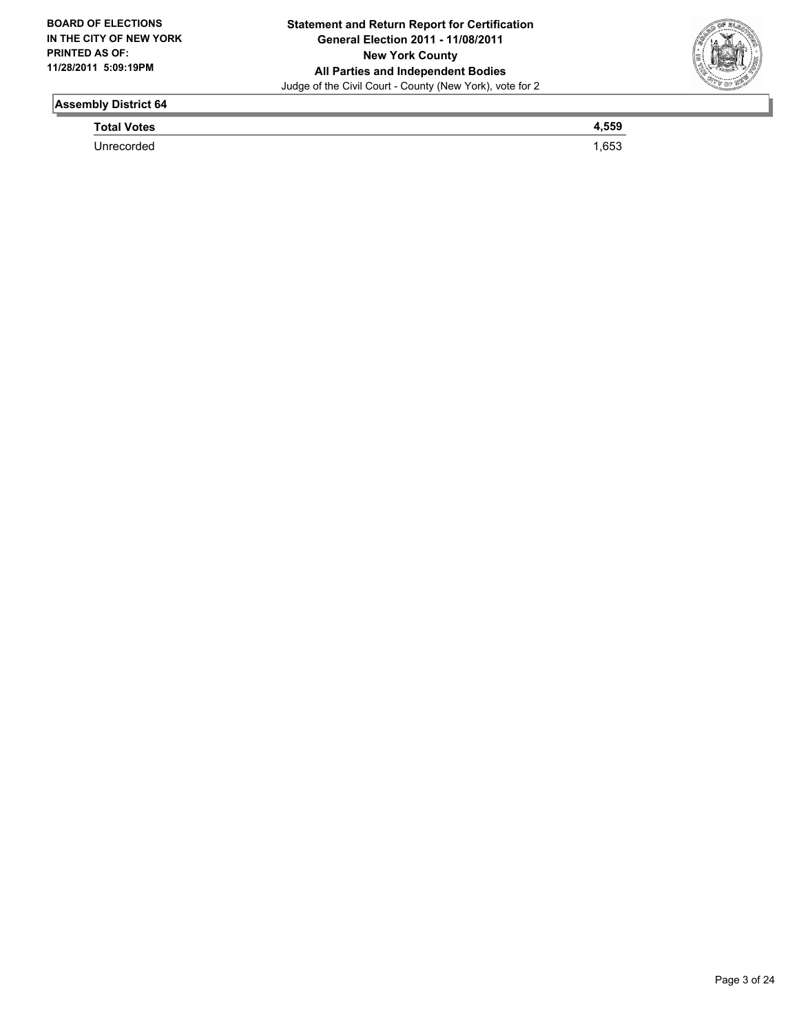**BOARD OF ELECTIONS IN THE CITY OF NEW YORK PRINTED AS OF: 11/28/2011 5:09:19PM**

**Statement and Return Report for Certification**
**General Election 2011 - 11/08/2011**
**New York County**
**All Parties and Independent Bodies**
Judge of the Civil Court - County (New York), vote for 2

## Assembly District 64

| **Total Votes** | **4,559** |
| --- | --- |
| Unrecorded | 1,653 |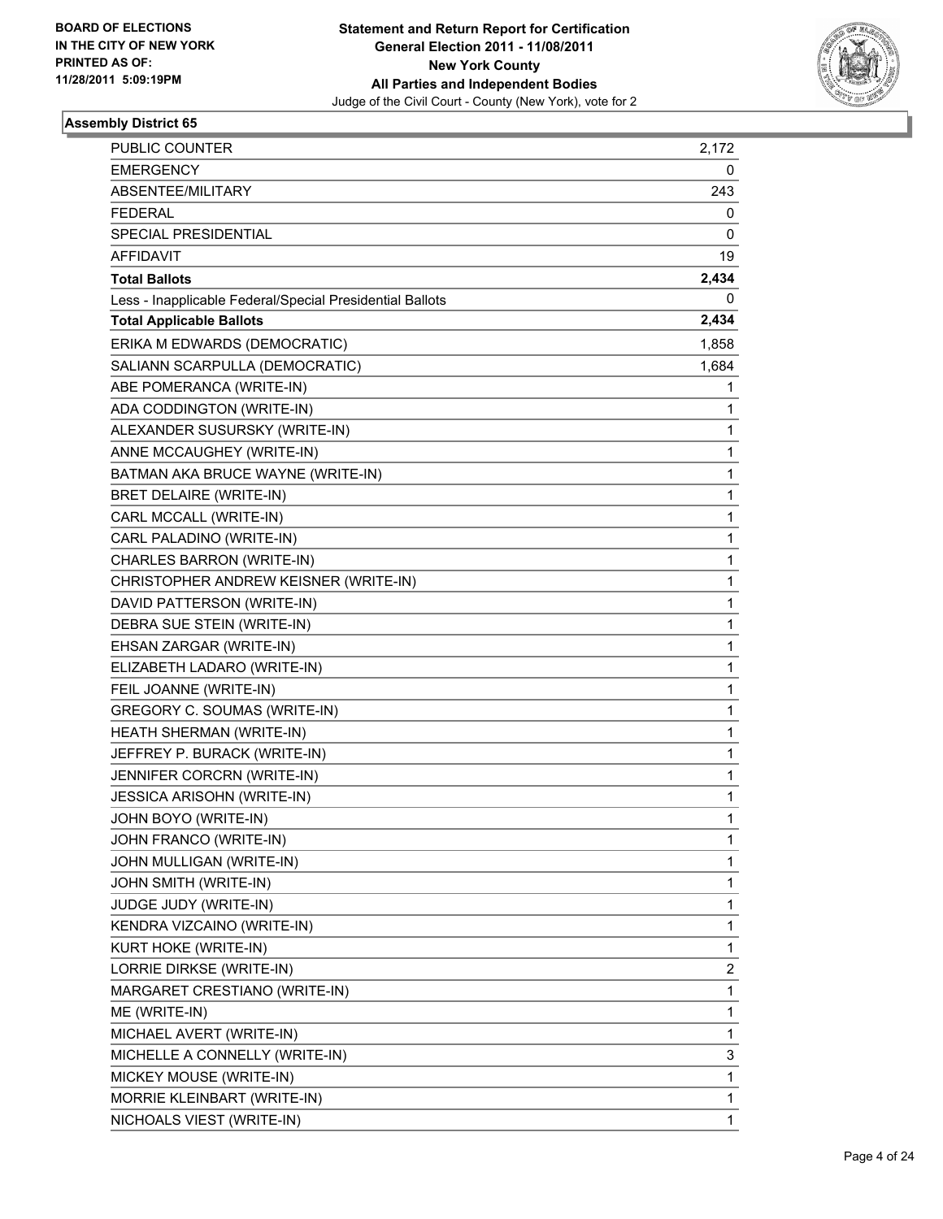BOARD OF ELECTIONS
IN THE CITY OF NEW YORK
PRINTED AS OF:
11/28/2011 5:09:19PM

**Statement and Return Report for Certification**
**General Election 2011 - 11/08/2011**
**New York County**
**All Parties and Independent Bodies**
Judge of the Civil Court - County (New York), vote for 2

### Assembly District 65

| | |
|---|---|
| PUBLIC COUNTER | 2,172 |
| EMERGENCY | 0 |
| ABSENTEE/MILITARY | 243 |
| FEDERAL | 0 |
| SPECIAL PRESIDENTIAL | 0 |
| AFFIDAVIT | 19 |
| **Total Ballots** | **2,434** |
| Less - Inapplicable Federal/Special Presidential Ballots | 0 |
| **Total Applicable Ballots** | **2,434** |
| ERIKA M EDWARDS (DEMOCRATIC) | 1,858 |
| SALIANN SCARPULLA (DEMOCRATIC) | 1,684 |
| ABE POMERANCA (WRITE-IN) | 1 |
| ADA CODDINGTON (WRITE-IN) | 1 |
| ALEXANDER SUSURSKY (WRITE-IN) | 1 |
| ANNE MCCAUGHEY (WRITE-IN) | 1 |
| BATMAN AKA BRUCE WAYNE (WRITE-IN) | 1 |
| BRET DELAIRE (WRITE-IN) | 1 |
| CARL MCCALL (WRITE-IN) | 1 |
| CARL PALADINO (WRITE-IN) | 1 |
| CHARLES BARRON (WRITE-IN) | 1 |
| CHRISTOPHER ANDREW KEISNER (WRITE-IN) | 1 |
| DAVID PATTERSON (WRITE-IN) | 1 |
| DEBRA SUE STEIN (WRITE-IN) | 1 |
| EHSAN ZARGAR (WRITE-IN) | 1 |
| ELIZABETH LADARO (WRITE-IN) | 1 |
| FEIL JOANNE (WRITE-IN) | 1 |
| GREGORY C. SOUMAS (WRITE-IN) | 1 |
| HEATH SHERMAN (WRITE-IN) | 1 |
| JEFFREY P. BURACK (WRITE-IN) | 1 |
| JENNIFER CORCRN (WRITE-IN) | 1 |
| JESSICA ARISOHN (WRITE-IN) | 1 |
| JOHN BOYO (WRITE-IN) | 1 |
| JOHN FRANCO (WRITE-IN) | 1 |
| JOHN MULLIGAN (WRITE-IN) | 1 |
| JOHN SMITH (WRITE-IN) | 1 |
| JUDGE JUDY (WRITE-IN) | 1 |
| KENDRA VIZCAINO (WRITE-IN) | 1 |
| KURT HOKE (WRITE-IN) | 1 |
| LORRIE DIRKSE (WRITE-IN) | 2 |
| MARGARET CRESTIANO (WRITE-IN) | 1 |
| ME (WRITE-IN) | 1 |
| MICHAEL AVERT (WRITE-IN) | 1 |
| MICHELLE A CONNELLY (WRITE-IN) | 3 |
| MICKEY MOUSE (WRITE-IN) | 1 |
| MORRIE KLEINBART (WRITE-IN) | 1 |
| NICHOALS VIEST (WRITE-IN) | 1 |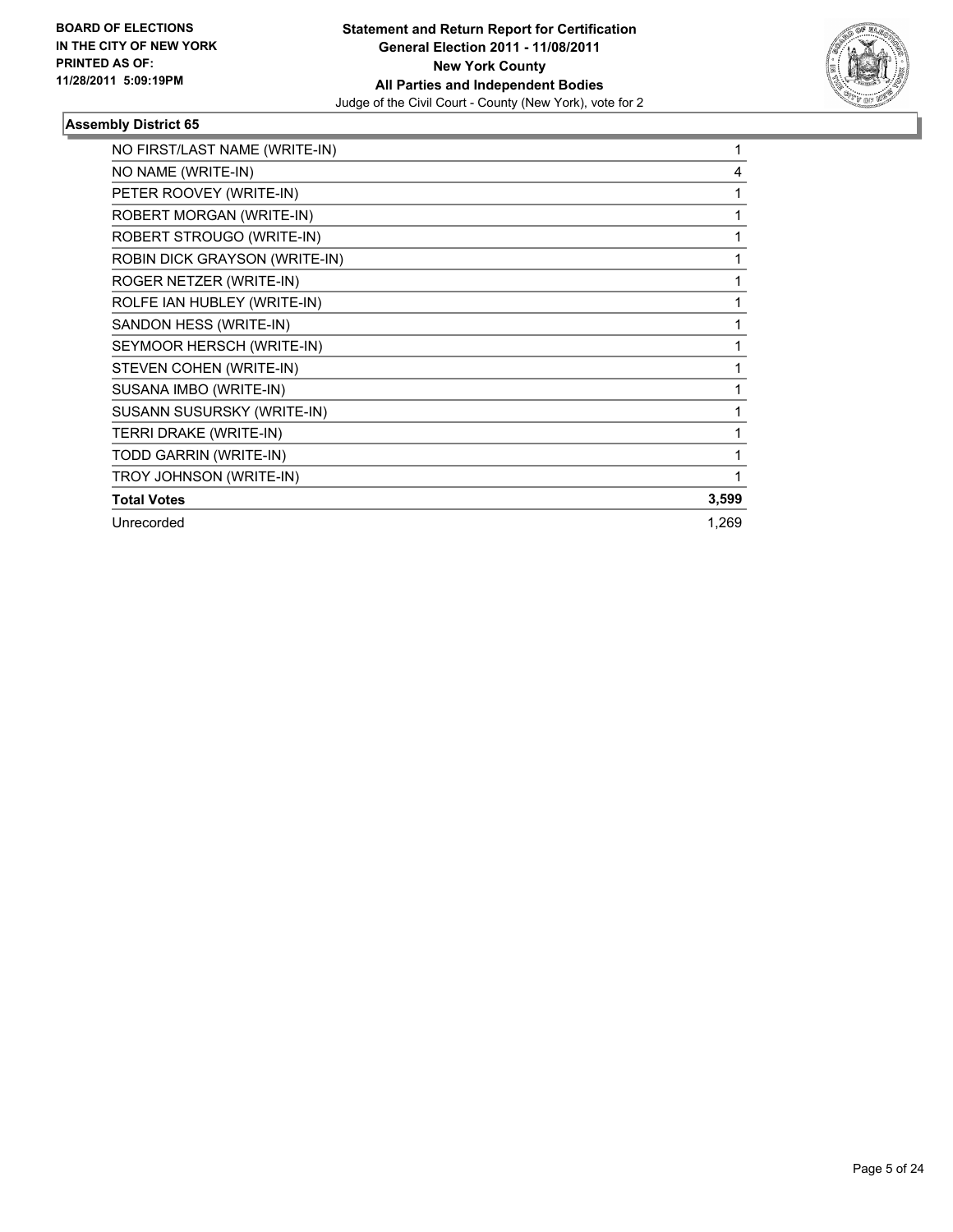**BOARD OF ELECTIONS IN THE CITY OF NEW YORK PRINTED AS OF: 11/28/2011 5:09:19PM**

**Statement and Return Report for Certification**
**General Election 2011 - 11/08/2011**
**New York County**
**All Parties and Independent Bodies**
Judge of the Civil Court - County (New York), vote for 2

### Assembly District 65

| | |
|---|---|
| NO FIRST/LAST NAME (WRITE-IN) | 1 |
| NO NAME (WRITE-IN) | 4 |
| PETER ROOVEY (WRITE-IN) | 1 |
| ROBERT MORGAN (WRITE-IN) | 1 |
| ROBERT STROUGO (WRITE-IN) | 1 |
| ROBIN DICK GRAYSON (WRITE-IN) | 1 |
| ROGER NETZER (WRITE-IN) | 1 |
| ROLFE IAN HUBLEY (WRITE-IN) | 1 |
| SANDON HESS (WRITE-IN) | 1 |
| SEYMOOR HERSCH (WRITE-IN) | 1 |
| STEVEN COHEN (WRITE-IN) | 1 |
| SUSANA IMBO (WRITE-IN) | 1 |
| SUSANN SUSURSKY (WRITE-IN) | 1 |
| TERRI DRAKE (WRITE-IN) | 1 |
| TODD GARRIN (WRITE-IN) | 1 |
| TROY JOHNSON (WRITE-IN) | 1 |
| **Total Votes** | **3,599** |
| Unrecorded | 1,269 |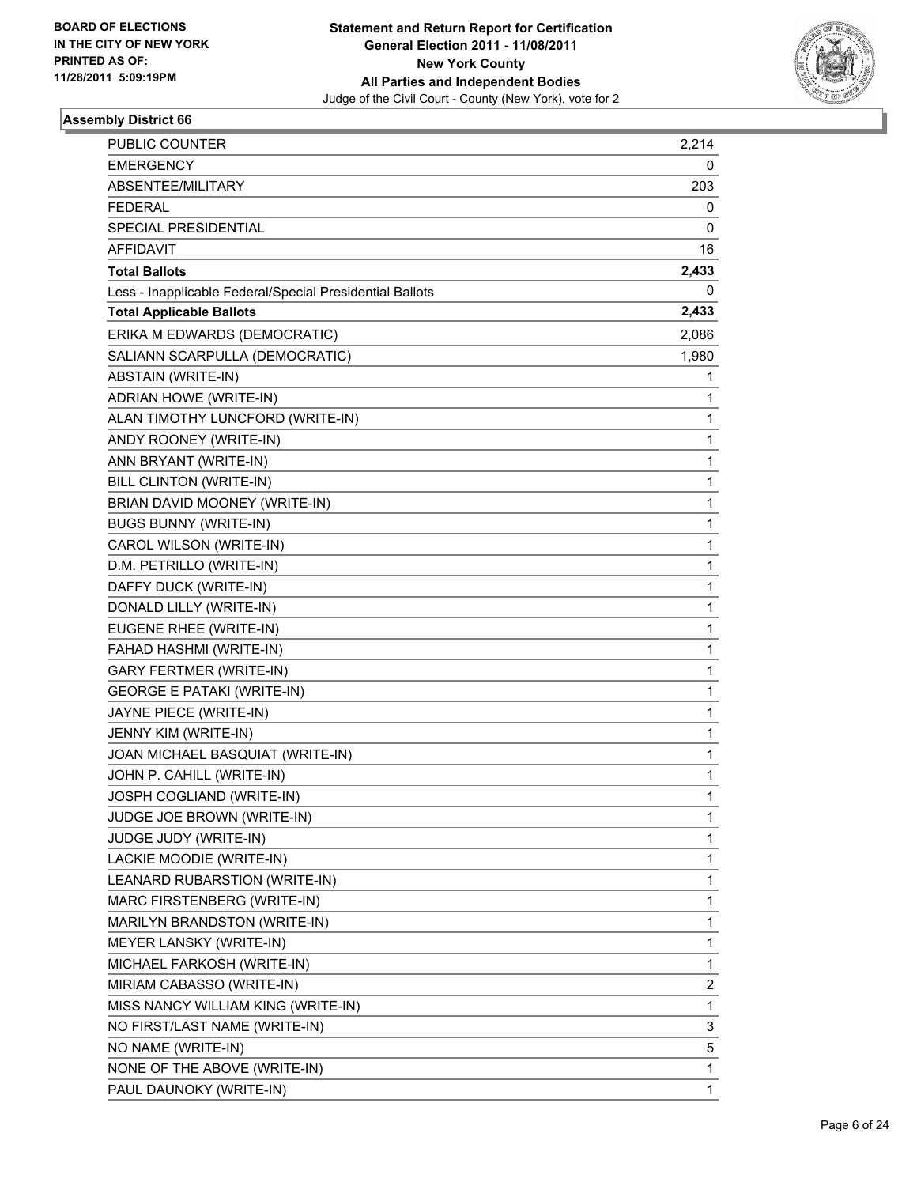**BOARD OF ELECTIONS IN THE CITY OF NEW YORK PRINTED AS OF: 11/28/2011 5:09:19PM**

**Statement and Return Report for Certification**
**General Election 2011 - 11/08/2011**
**New York County**
**All Parties and Independent Bodies**
Judge of the Civil Court - County (New York), vote for 2

### Assembly District 66

| | |
|---|---|
| PUBLIC COUNTER | 2,214 |
| EMERGENCY | 0 |
| ABSENTEE/MILITARY | 203 |
| FEDERAL | 0 |
| SPECIAL PRESIDENTIAL | 0 |
| AFFIDAVIT | 16 |
| **Total Ballots** | **2,433** |
| Less - Inapplicable Federal/Special Presidential Ballots | 0 |
| **Total Applicable Ballots** | **2,433** |
| ERIKA M EDWARDS (DEMOCRATIC) | 2,086 |
| SALIANN SCARPULLA (DEMOCRATIC) | 1,980 |
| ABSTAIN (WRITE-IN) | 1 |
| ADRIAN HOWE (WRITE-IN) | 1 |
| ALAN TIMOTHY LUNCFORD (WRITE-IN) | 1 |
| ANDY ROONEY (WRITE-IN) | 1 |
| ANN BRYANT (WRITE-IN) | 1 |
| BILL CLINTON (WRITE-IN) | 1 |
| BRIAN DAVID MOONEY (WRITE-IN) | 1 |
| BUGS BUNNY (WRITE-IN) | 1 |
| CAROL WILSON (WRITE-IN) | 1 |
| D.M. PETRILLO (WRITE-IN) | 1 |
| DAFFY DUCK (WRITE-IN) | 1 |
| DONALD LILLY (WRITE-IN) | 1 |
| EUGENE RHEE (WRITE-IN) | 1 |
| FAHAD HASHMI (WRITE-IN) | 1 |
| GARY FERTMER (WRITE-IN) | 1 |
| GEORGE E PATAKI (WRITE-IN) | 1 |
| JAYNE PIECE (WRITE-IN) | 1 |
| JENNY KIM (WRITE-IN) | 1 |
| JOAN MICHAEL BASQUIAT (WRITE-IN) | 1 |
| JOHN P. CAHILL (WRITE-IN) | 1 |
| JOSPH COGLIAND (WRITE-IN) | 1 |
| JUDGE JOE BROWN (WRITE-IN) | 1 |
| JUDGE JUDY (WRITE-IN) | 1 |
| LACKIE MOODIE (WRITE-IN) | 1 |
| LEANARD RUBARSTION (WRITE-IN) | 1 |
| MARC FIRSTENBERG (WRITE-IN) | 1 |
| MARILYN BRANDSTON (WRITE-IN) | 1 |
| MEYER LANSKY (WRITE-IN) | 1 |
| MICHAEL FARKOSH (WRITE-IN) | 1 |
| MIRIAM CABASSO (WRITE-IN) | 2 |
| MISS NANCY WILLIAM KING (WRITE-IN) | 1 |
| NO FIRST/LAST NAME (WRITE-IN) | 3 |
| NO NAME (WRITE-IN) | 5 |
| NONE OF THE ABOVE (WRITE-IN) | 1 |
| PAUL DAUNOKY (WRITE-IN) | 1 |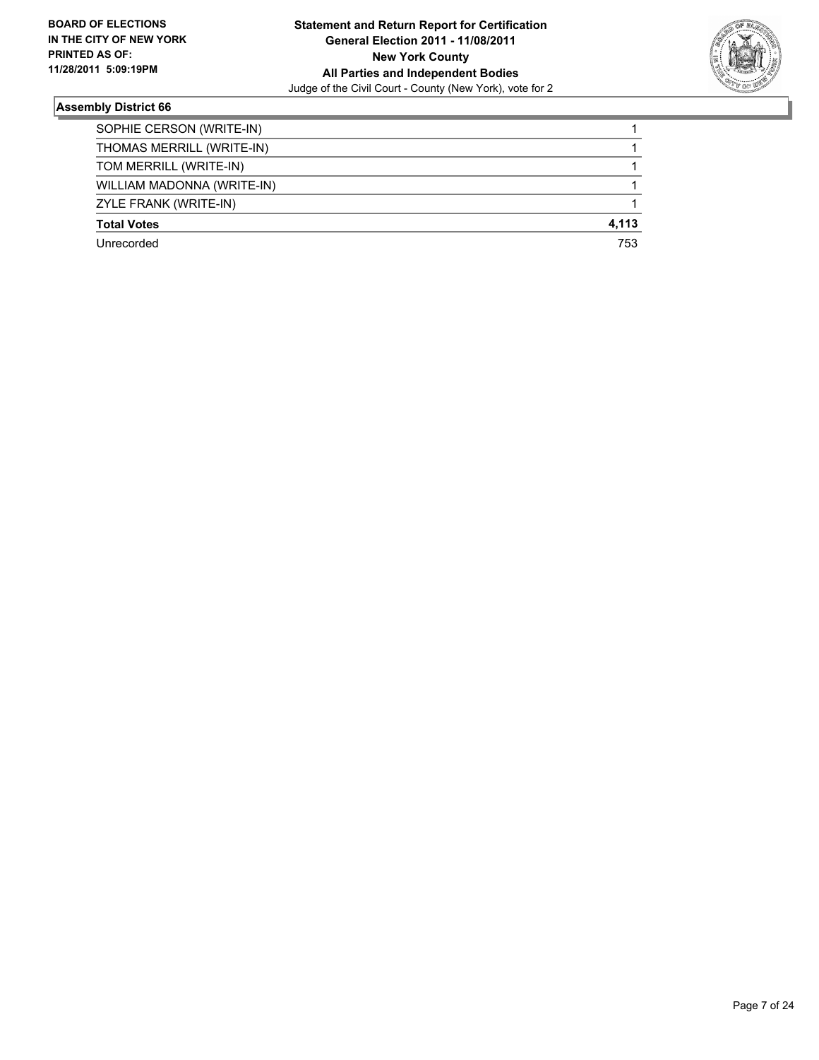### Assembly District 66

| | |
|---|---|
| SOPHIE CERSON (WRITE-IN) | 1 |
| THOMAS MERRILL (WRITE-IN) | 1 |
| TOM MERRILL (WRITE-IN) | 1 |
| WILLIAM MADONNA (WRITE-IN) | 1 |
| ZYLE FRANK (WRITE-IN) | 1 |
| **Total Votes** | **4,113** |
| Unrecorded | 753 |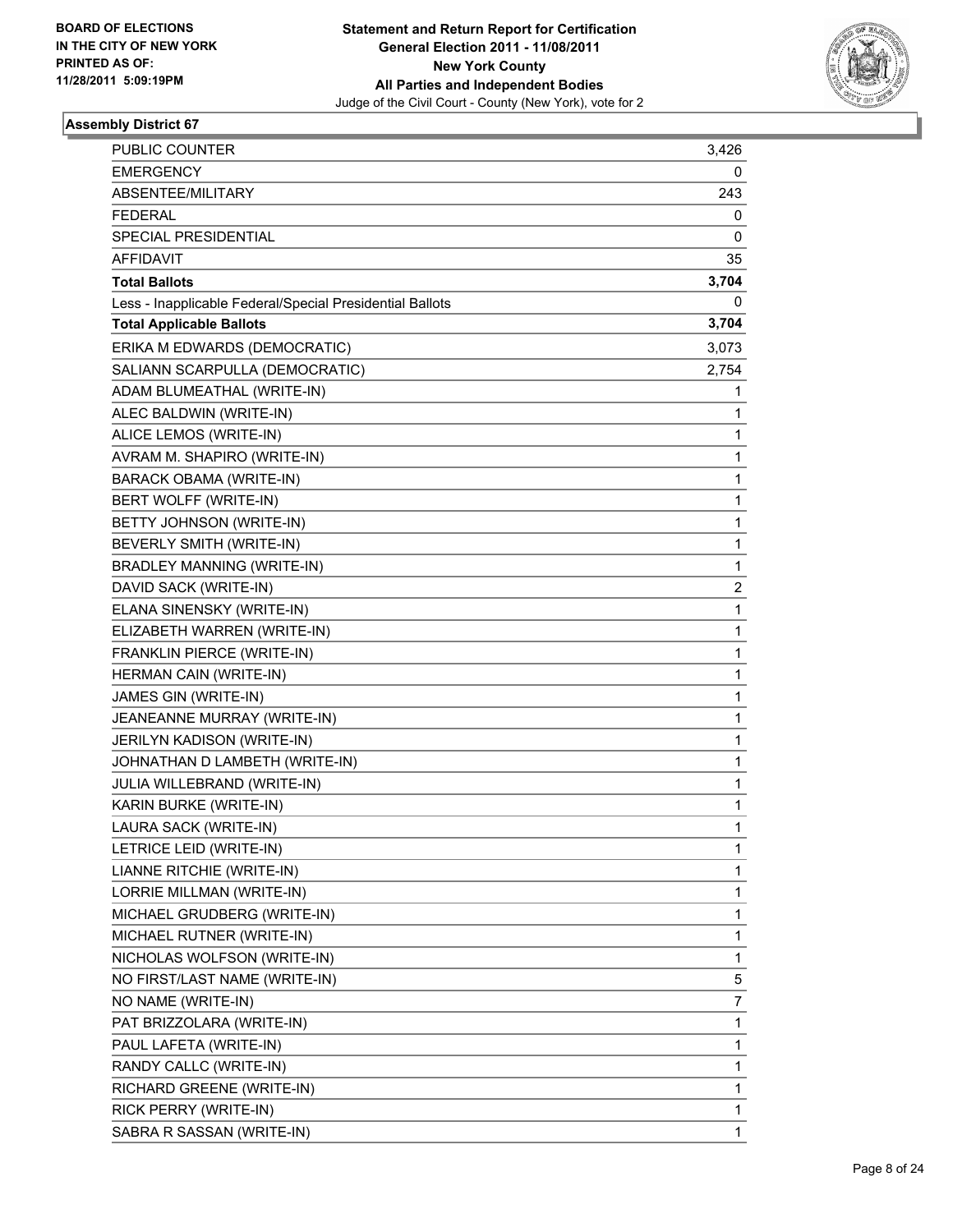BOARD OF ELECTIONS
IN THE CITY OF NEW YORK
PRINTED AS OF:
11/28/2011 5:09:19PM

**Statement and Return Report for Certification**
**General Election 2011 - 11/08/2011**
**New York County**
**All Parties and Independent Bodies**
Judge of the Civil Court - County (New York), vote for 2

### Assembly District 67

| | |
|---|---|
| PUBLIC COUNTER | 3,426 |
| EMERGENCY | 0 |
| ABSENTEE/MILITARY | 243 |
| FEDERAL | 0 |
| SPECIAL PRESIDENTIAL | 0 |
| AFFIDAVIT | 35 |
| **Total Ballots** | **3,704** |
| Less - Inapplicable Federal/Special Presidential Ballots | 0 |
| **Total Applicable Ballots** | **3,704** |
| ERIKA M EDWARDS (DEMOCRATIC) | 3,073 |
| SALIANN SCARPULLA (DEMOCRATIC) | 2,754 |
| ADAM BLUMEATHAL (WRITE-IN) | 1 |
| ALEC BALDWIN (WRITE-IN) | 1 |
| ALICE LEMOS (WRITE-IN) | 1 |
| AVRAM M. SHAPIRO (WRITE-IN) | 1 |
| BARACK OBAMA (WRITE-IN) | 1 |
| BERT WOLFF (WRITE-IN) | 1 |
| BETTY JOHNSON (WRITE-IN) | 1 |
| BEVERLY SMITH (WRITE-IN) | 1 |
| BRADLEY MANNING (WRITE-IN) | 1 |
| DAVID SACK (WRITE-IN) | 2 |
| ELANA SINENSKY (WRITE-IN) | 1 |
| ELIZABETH WARREN (WRITE-IN) | 1 |
| FRANKLIN PIERCE (WRITE-IN) | 1 |
| HERMAN CAIN (WRITE-IN) | 1 |
| JAMES GIN (WRITE-IN) | 1 |
| JEANEANNE MURRAY (WRITE-IN) | 1 |
| JERILYN KADISON (WRITE-IN) | 1 |
| JOHNATHAN D LAMBETH (WRITE-IN) | 1 |
| JULIA WILLEBRAND (WRITE-IN) | 1 |
| KARIN BURKE (WRITE-IN) | 1 |
| LAURA SACK (WRITE-IN) | 1 |
| LETRICE LEID (WRITE-IN) | 1 |
| LIANNE RITCHIE (WRITE-IN) | 1 |
| LORRIE MILLMAN (WRITE-IN) | 1 |
| MICHAEL GRUDBERG (WRITE-IN) | 1 |
| MICHAEL RUTNER (WRITE-IN) | 1 |
| NICHOLAS WOLFSON (WRITE-IN) | 1 |
| NO FIRST/LAST NAME (WRITE-IN) | 5 |
| NO NAME (WRITE-IN) | 7 |
| PAT BRIZZOLARA (WRITE-IN) | 1 |
| PAUL LAFETA (WRITE-IN) | 1 |
| RANDY CALLC (WRITE-IN) | 1 |
| RICHARD GREENE (WRITE-IN) | 1 |
| RICK PERRY (WRITE-IN) | 1 |
| SABRA R SASSAN (WRITE-IN) | 1 |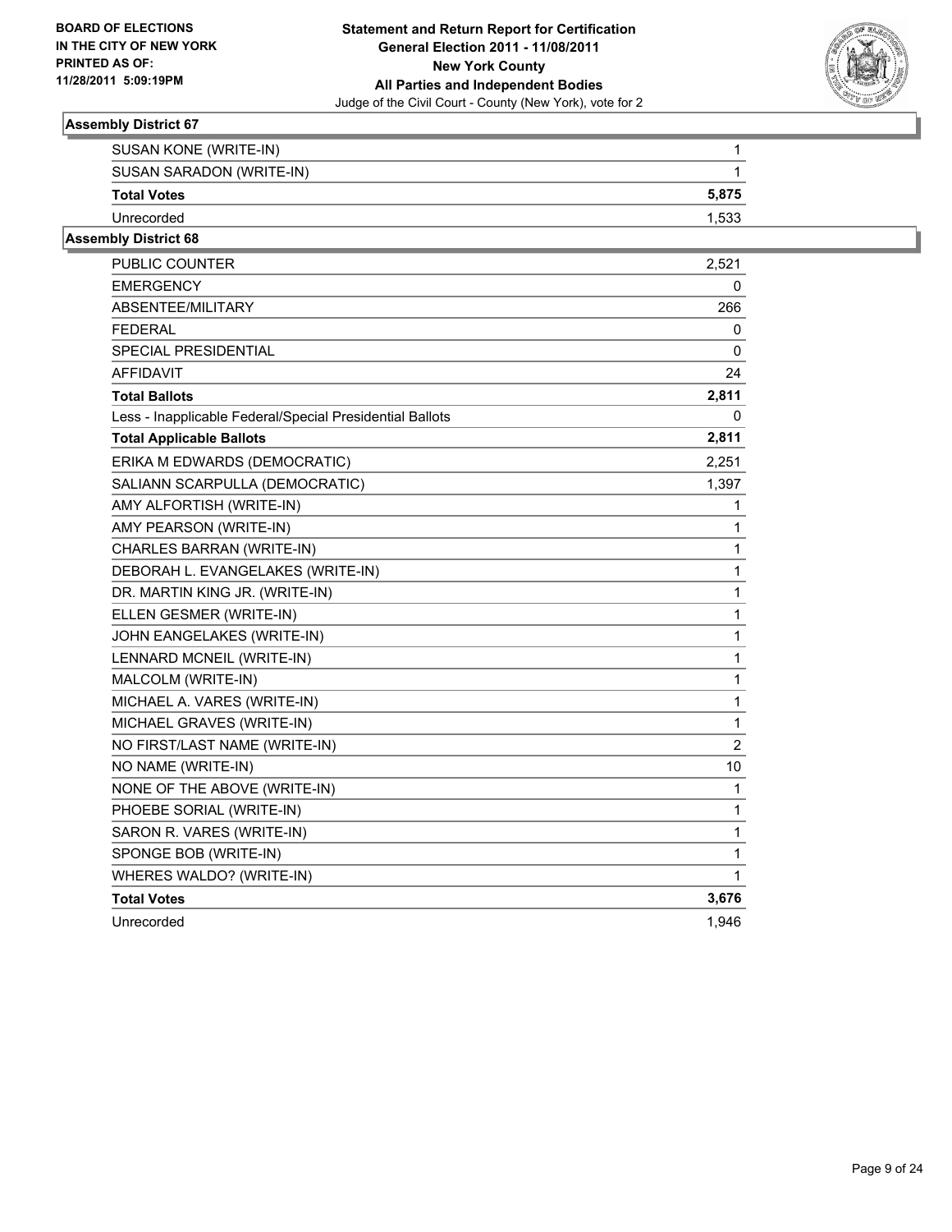### Assembly District 67

| | |
|---|---|
| SUSAN KONE (WRITE-IN) | 1 |
| SUSAN SARADON (WRITE-IN) | 1 |
| **Total Votes** | **5,875** |
| Unrecorded | 1,533 |

### Assembly District 68

| | |
|---|---|
| PUBLIC COUNTER | 2,521 |
| EMERGENCY | 0 |
| ABSENTEE/MILITARY | 266 |
| FEDERAL | 0 |
| SPECIAL PRESIDENTIAL | 0 |
| AFFIDAVIT | 24 |
| **Total Ballots** | **2,811** |
| Less - Inapplicable Federal/Special Presidential Ballots | 0 |
| **Total Applicable Ballots** | **2,811** |
| ERIKA M EDWARDS (DEMOCRATIC) | 2,251 |
| SALIANN SCARPULLA (DEMOCRATIC) | 1,397 |
| AMY ALFORTISH (WRITE-IN) | 1 |
| AMY PEARSON (WRITE-IN) | 1 |
| CHARLES BARRAN (WRITE-IN) | 1 |
| DEBORAH L. EVANGELAKES (WRITE-IN) | 1 |
| DR. MARTIN KING JR. (WRITE-IN) | 1 |
| ELLEN GESMER (WRITE-IN) | 1 |
| JOHN EANGELAKES (WRITE-IN) | 1 |
| LENNARD MCNEIL (WRITE-IN) | 1 |
| MALCOLM (WRITE-IN) | 1 |
| MICHAEL A. VARES (WRITE-IN) | 1 |
| MICHAEL GRAVES (WRITE-IN) | 1 |
| NO FIRST/LAST NAME (WRITE-IN) | 2 |
| NO NAME (WRITE-IN) | 10 |
| NONE OF THE ABOVE (WRITE-IN) | 1 |
| PHOEBE SORIAL (WRITE-IN) | 1 |
| SARON R. VARES (WRITE-IN) | 1 |
| SPONGE BOB (WRITE-IN) | 1 |
| WHERES WALDO? (WRITE-IN) | 1 |
| **Total Votes** | **3,676** |
| Unrecorded | 1,946 |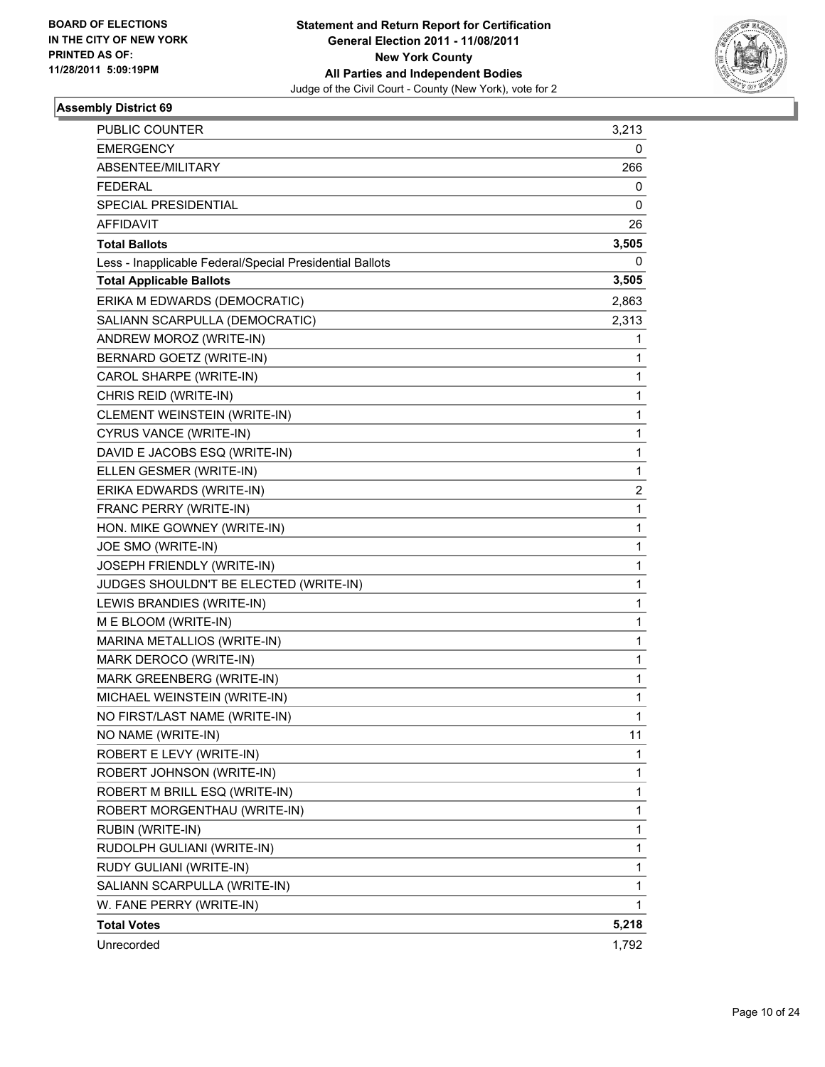BOARD OF ELECTIONS
IN THE CITY OF NEW YORK
PRINTED AS OF:
11/28/2011 5:09:19PM

**Statement and Return Report for Certification**
**General Election 2011 - 11/08/2011**
**New York County**
**All Parties and Independent Bodies**
Judge of the Civil Court - County (New York), vote for 2

### Assembly District 69

| | |
|---|---|
| PUBLIC COUNTER | 3,213 |
| EMERGENCY | 0 |
| ABSENTEE/MILITARY | 266 |
| FEDERAL | 0 |
| SPECIAL PRESIDENTIAL | 0 |
| AFFIDAVIT | 26 |
| **Total Ballots** | **3,505** |
| Less - Inapplicable Federal/Special Presidential Ballots | 0 |
| **Total Applicable Ballots** | **3,505** |
| ERIKA M EDWARDS (DEMOCRATIC) | 2,863 |
| SALIANN SCARPULLA (DEMOCRATIC) | 2,313 |
| ANDREW MOROZ (WRITE-IN) | 1 |
| BERNARD GOETZ (WRITE-IN) | 1 |
| CAROL SHARPE (WRITE-IN) | 1 |
| CHRIS REID (WRITE-IN) | 1 |
| CLEMENT WEINSTEIN (WRITE-IN) | 1 |
| CYRUS VANCE (WRITE-IN) | 1 |
| DAVID E JACOBS ESQ (WRITE-IN) | 1 |
| ELLEN GESMER (WRITE-IN) | 1 |
| ERIKA EDWARDS (WRITE-IN) | 2 |
| FRANC PERRY (WRITE-IN) | 1 |
| HON. MIKE GOWNEY (WRITE-IN) | 1 |
| JOE SMO (WRITE-IN) | 1 |
| JOSEPH FRIENDLY (WRITE-IN) | 1 |
| JUDGES SHOULDN'T BE ELECTED (WRITE-IN) | 1 |
| LEWIS BRANDIES (WRITE-IN) | 1 |
| M E BLOOM (WRITE-IN) | 1 |
| MARINA METALLIOS (WRITE-IN) | 1 |
| MARK DEROCO (WRITE-IN) | 1 |
| MARK GREENBERG (WRITE-IN) | 1 |
| MICHAEL WEINSTEIN (WRITE-IN) | 1 |
| NO FIRST/LAST NAME (WRITE-IN) | 1 |
| NO NAME (WRITE-IN) | 11 |
| ROBERT E LEVY (WRITE-IN) | 1 |
| ROBERT JOHNSON (WRITE-IN) | 1 |
| ROBERT M BRILL ESQ (WRITE-IN) | 1 |
| ROBERT MORGENTHAU (WRITE-IN) | 1 |
| RUBIN (WRITE-IN) | 1 |
| RUDOLPH GULIANI (WRITE-IN) | 1 |
| RUDY GULIANI (WRITE-IN) | 1 |
| SALIANN SCARPULLA (WRITE-IN) | 1 |
| W. FANE PERRY (WRITE-IN) | 1 |
| **Total Votes** | **5,218** |
| Unrecorded | 1,792 |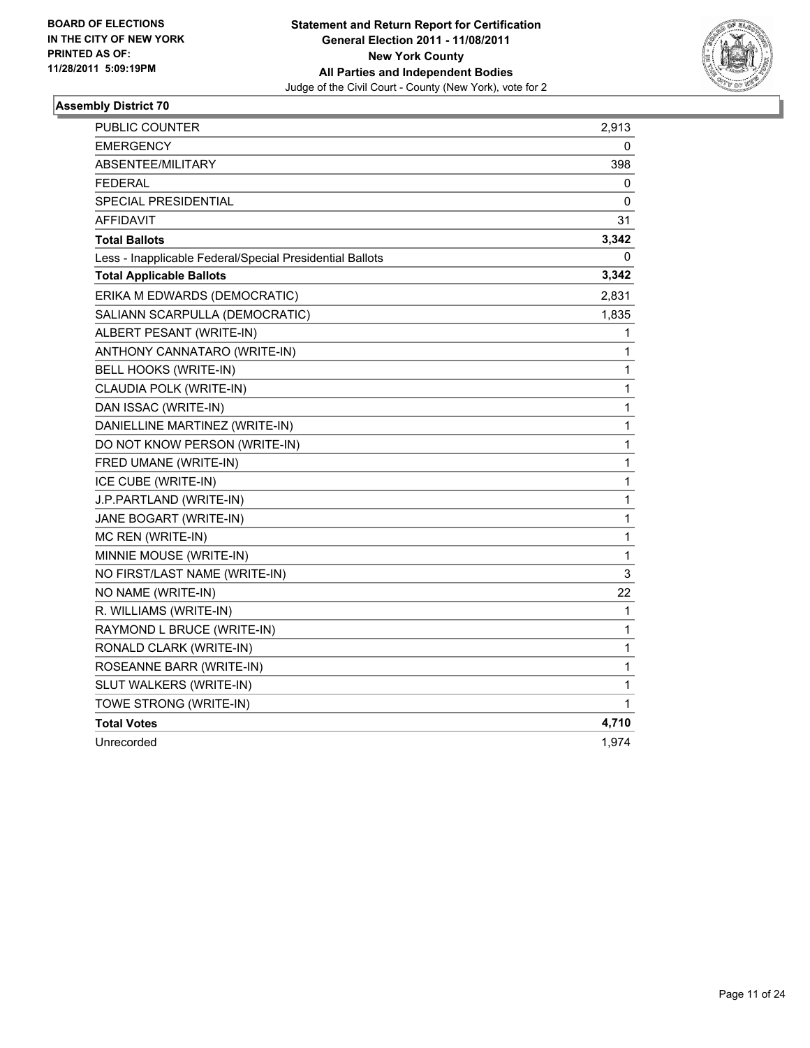**BOARD OF ELECTIONS IN THE CITY OF NEW YORK PRINTED AS OF: 11/28/2011 5:09:19PM**

**Statement and Return Report for Certification**
**General Election 2011 - 11/08/2011**
**New York County**
**All Parties and Independent Bodies**
Judge of the Civil Court - County (New York), vote for 2

### Assembly District 70

| | |
|---|---|
| PUBLIC COUNTER | 2,913 |
| EMERGENCY | 0 |
| ABSENTEE/MILITARY | 398 |
| FEDERAL | 0 |
| SPECIAL PRESIDENTIAL | 0 |
| AFFIDAVIT | 31 |
| **Total Ballots** | **3,342** |
| Less - Inapplicable Federal/Special Presidential Ballots | 0 |
| **Total Applicable Ballots** | **3,342** |
| ERIKA M EDWARDS (DEMOCRATIC) | 2,831 |
| SALIANN SCARPULLA (DEMOCRATIC) | 1,835 |
| ALBERT PESANT (WRITE-IN) | 1 |
| ANTHONY CANNATARO (WRITE-IN) | 1 |
| BELL HOOKS (WRITE-IN) | 1 |
| CLAUDIA POLK (WRITE-IN) | 1 |
| DAN ISSAC (WRITE-IN) | 1 |
| DANIELLINE MARTINEZ (WRITE-IN) | 1 |
| DO NOT KNOW PERSON (WRITE-IN) | 1 |
| FRED UMANE (WRITE-IN) | 1 |
| ICE CUBE (WRITE-IN) | 1 |
| J.P.PARTLAND (WRITE-IN) | 1 |
| JANE BOGART (WRITE-IN) | 1 |
| MC REN (WRITE-IN) | 1 |
| MINNIE MOUSE (WRITE-IN) | 1 |
| NO FIRST/LAST NAME (WRITE-IN) | 3 |
| NO NAME (WRITE-IN) | 22 |
| R. WILLIAMS (WRITE-IN) | 1 |
| RAYMOND L BRUCE (WRITE-IN) | 1 |
| RONALD CLARK (WRITE-IN) | 1 |
| ROSEANNE BARR (WRITE-IN) | 1 |
| SLUT WALKERS (WRITE-IN) | 1 |
| TOWE STRONG (WRITE-IN) | 1 |
| **Total Votes** | **4,710** |
| Unrecorded | 1,974 |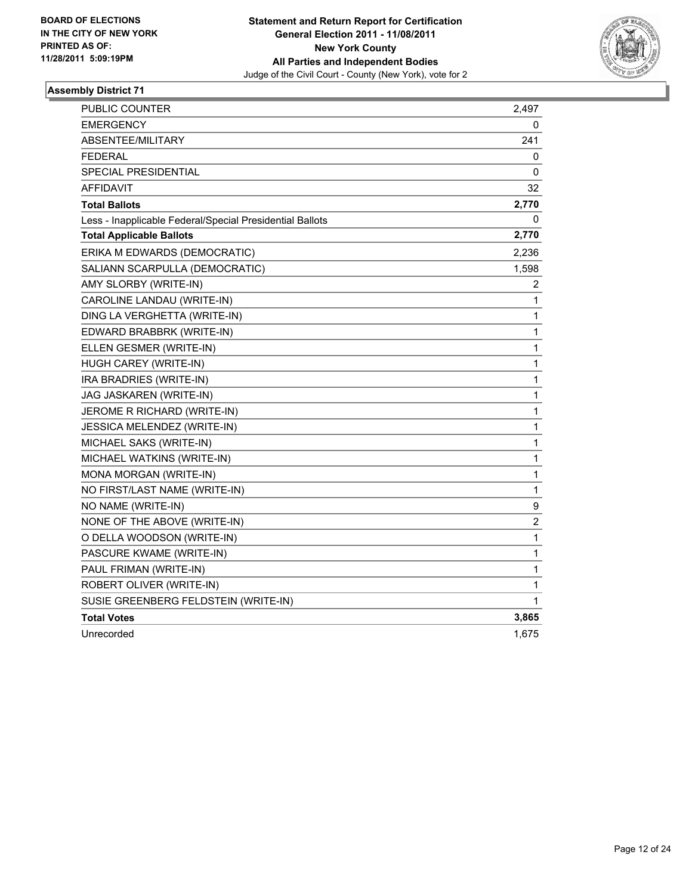**BOARD OF ELECTIONS IN THE CITY OF NEW YORK PRINTED AS OF: 11/28/2011 5:09:19PM**

**Statement and Return Report for Certification General Election 2011 - 11/08/2011 New York County All Parties and Independent Bodies**
Judge of the Civil Court - County (New York), vote for 2

### Assembly District 71

| | |
|---|---|
| PUBLIC COUNTER | 2,497 |
| EMERGENCY | 0 |
| ABSENTEE/MILITARY | 241 |
| FEDERAL | 0 |
| SPECIAL PRESIDENTIAL | 0 |
| AFFIDAVIT | 32 |
| **Total Ballots** | **2,770** |
| Less - Inapplicable Federal/Special Presidential Ballots | 0 |
| **Total Applicable Ballots** | **2,770** |
| ERIKA M EDWARDS (DEMOCRATIC) | 2,236 |
| SALIANN SCARPULLA (DEMOCRATIC) | 1,598 |
| AMY SLORBY (WRITE-IN) | 2 |
| CAROLINE LANDAU (WRITE-IN) | 1 |
| DING LA VERGHETTA (WRITE-IN) | 1 |
| EDWARD BRABBRK (WRITE-IN) | 1 |
| ELLEN GESMER (WRITE-IN) | 1 |
| HUGH CAREY (WRITE-IN) | 1 |
| IRA BRADRIES (WRITE-IN) | 1 |
| JAG JASKAREN (WRITE-IN) | 1 |
| JEROME R RICHARD (WRITE-IN) | 1 |
| JESSICA MELENDEZ (WRITE-IN) | 1 |
| MICHAEL SAKS (WRITE-IN) | 1 |
| MICHAEL WATKINS (WRITE-IN) | 1 |
| MONA MORGAN (WRITE-IN) | 1 |
| NO FIRST/LAST NAME (WRITE-IN) | 1 |
| NO NAME (WRITE-IN) | 9 |
| NONE OF THE ABOVE (WRITE-IN) | 2 |
| O DELLA WOODSON (WRITE-IN) | 1 |
| PASCURE KWAME (WRITE-IN) | 1 |
| PAUL FRIMAN (WRITE-IN) | 1 |
| ROBERT OLIVER (WRITE-IN) | 1 |
| SUSIE GREENBERG FELDSTEIN (WRITE-IN) | 1 |
| **Total Votes** | **3,865** |
| Unrecorded | 1,675 |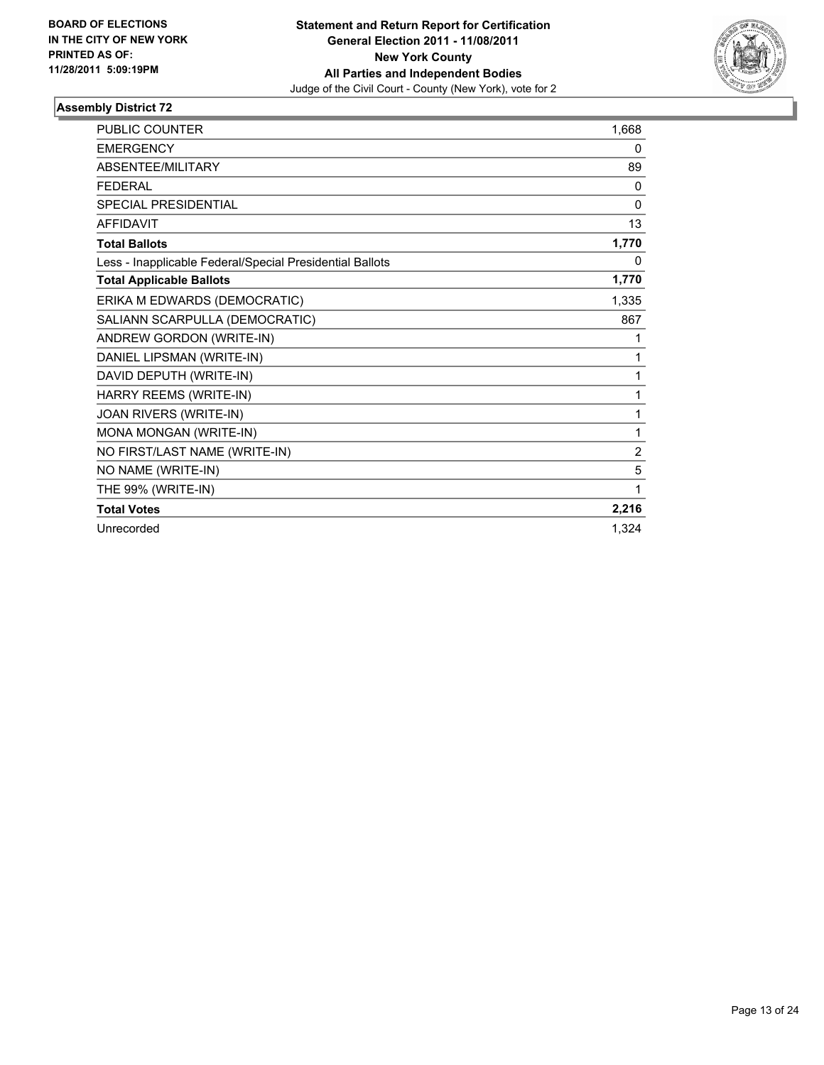**BOARD OF ELECTIONS IN THE CITY OF NEW YORK PRINTED AS OF: 11/28/2011 5:09:19PM**

**Statement and Return Report for Certification**
**General Election 2011 - 11/08/2011**
**New York County**
**All Parties and Independent Bodies**
Judge of the Civil Court - County (New York), vote for 2

### Assembly District 72

| | |
|---|---|
| PUBLIC COUNTER | 1,668 |
| EMERGENCY | 0 |
| ABSENTEE/MILITARY | 89 |
| FEDERAL | 0 |
| SPECIAL PRESIDENTIAL | 0 |
| AFFIDAVIT | 13 |
| **Total Ballots** | **1,770** |
| Less - Inapplicable Federal/Special Presidential Ballots | 0 |
| **Total Applicable Ballots** | **1,770** |
| ERIKA M EDWARDS (DEMOCRATIC) | 1,335 |
| SALIANN SCARPULLA (DEMOCRATIC) | 867 |
| ANDREW GORDON (WRITE-IN) | 1 |
| DANIEL LIPSMAN (WRITE-IN) | 1 |
| DAVID DEPUTH (WRITE-IN) | 1 |
| HARRY REEMS (WRITE-IN) | 1 |
| JOAN RIVERS (WRITE-IN) | 1 |
| MONA MONGAN (WRITE-IN) | 1 |
| NO FIRST/LAST NAME (WRITE-IN) | 2 |
| NO NAME (WRITE-IN) | 5 |
| THE 99% (WRITE-IN) | 1 |
| **Total Votes** | **2,216** |
| Unrecorded | 1,324 |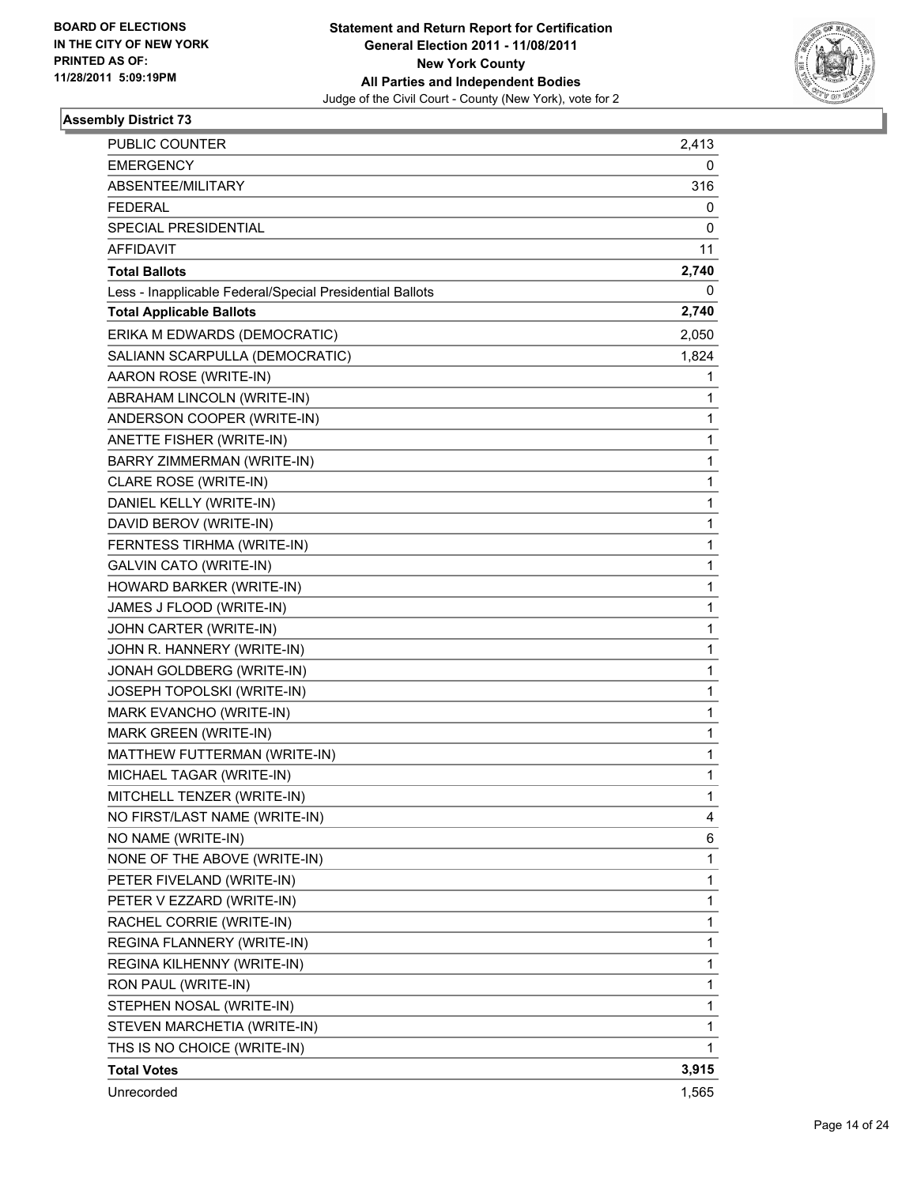BOARD OF ELECTIONS
IN THE CITY OF NEW YORK
PRINTED AS OF:
11/28/2011 5:09:19PM

**Statement and Return Report for Certification**
**General Election 2011 - 11/08/2011**
**New York County**
**All Parties and Independent Bodies**
Judge of the Civil Court - County (New York), vote for 2

### Assembly District 73

| | |
|---|---|
| PUBLIC COUNTER | 2,413 |
| EMERGENCY | 0 |
| ABSENTEE/MILITARY | 316 |
| FEDERAL | 0 |
| SPECIAL PRESIDENTIAL | 0 |
| AFFIDAVIT | 11 |
| **Total Ballots** | **2,740** |
| Less - Inapplicable Federal/Special Presidential Ballots | 0 |
| **Total Applicable Ballots** | **2,740** |
| ERIKA M EDWARDS (DEMOCRATIC) | 2,050 |
| SALIANN SCARPULLA (DEMOCRATIC) | 1,824 |
| AARON ROSE (WRITE-IN) | 1 |
| ABRAHAM LINCOLN (WRITE-IN) | 1 |
| ANDERSON COOPER (WRITE-IN) | 1 |
| ANETTE FISHER (WRITE-IN) | 1 |
| BARRY ZIMMERMAN (WRITE-IN) | 1 |
| CLARE ROSE (WRITE-IN) | 1 |
| DANIEL KELLY (WRITE-IN) | 1 |
| DAVID BEROV (WRITE-IN) | 1 |
| FERNTESS TIRHMA (WRITE-IN) | 1 |
| GALVIN CATO (WRITE-IN) | 1 |
| HOWARD BARKER (WRITE-IN) | 1 |
| JAMES J FLOOD (WRITE-IN) | 1 |
| JOHN CARTER (WRITE-IN) | 1 |
| JOHN R. HANNERY (WRITE-IN) | 1 |
| JONAH GOLDBERG (WRITE-IN) | 1 |
| JOSEPH TOPOLSKI (WRITE-IN) | 1 |
| MARK EVANCHO (WRITE-IN) | 1 |
| MARK GREEN (WRITE-IN) | 1 |
| MATTHEW FUTTERMAN (WRITE-IN) | 1 |
| MICHAEL TAGAR (WRITE-IN) | 1 |
| MITCHELL TENZER (WRITE-IN) | 1 |
| NO FIRST/LAST NAME (WRITE-IN) | 4 |
| NO NAME (WRITE-IN) | 6 |
| NONE OF THE ABOVE (WRITE-IN) | 1 |
| PETER FIVELAND (WRITE-IN) | 1 |
| PETER V EZZARD (WRITE-IN) | 1 |
| RACHEL CORRIE (WRITE-IN) | 1 |
| REGINA FLANNERY (WRITE-IN) | 1 |
| REGINA KILHENNY (WRITE-IN) | 1 |
| RON PAUL (WRITE-IN) | 1 |
| STEPHEN NOSAL (WRITE-IN) | 1 |
| STEVEN MARCHETIA (WRITE-IN) | 1 |
| THS IS NO CHOICE (WRITE-IN) | 1 |
| **Total Votes** | **3,915** |
| Unrecorded | 1,565 |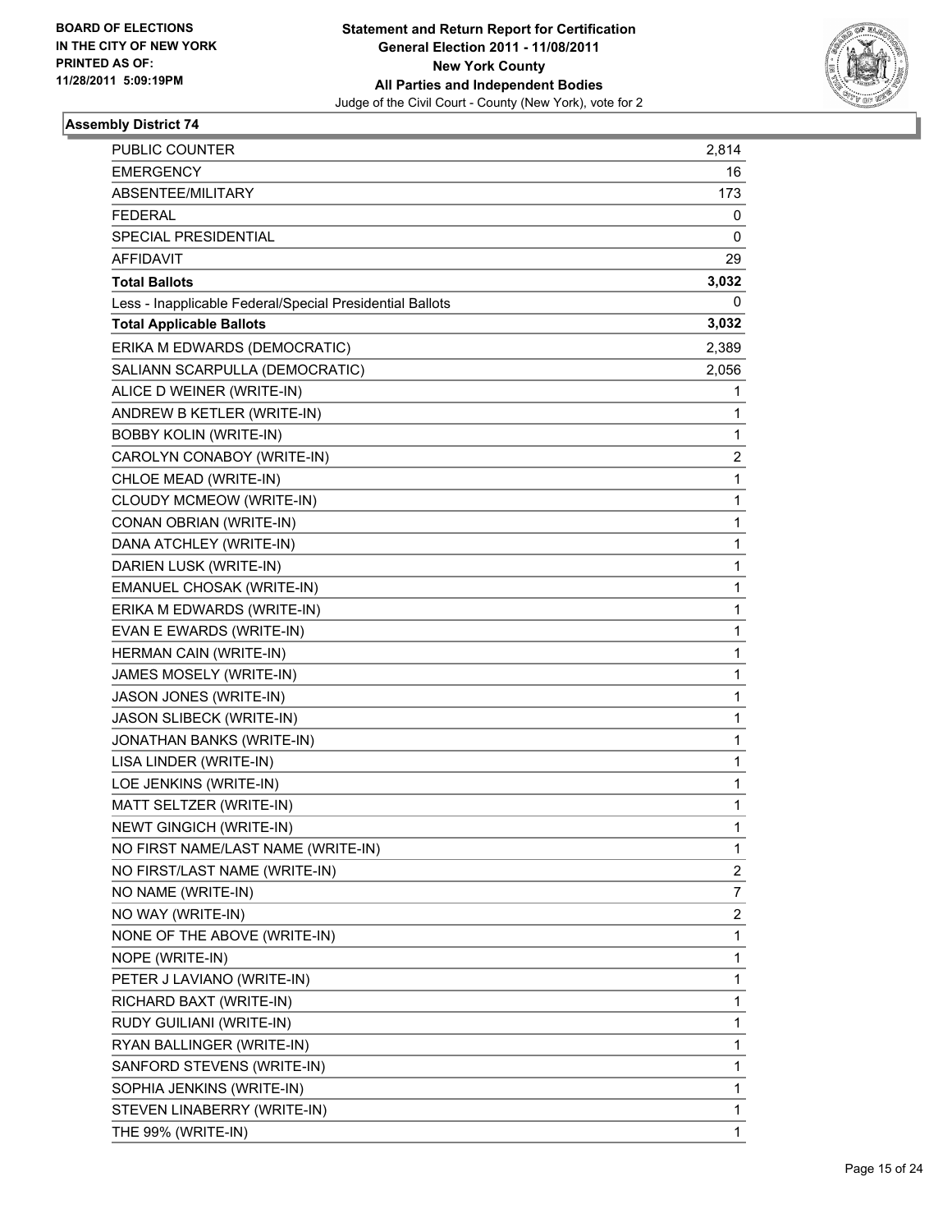BOARD OF ELECTIONS
IN THE CITY OF NEW YORK
PRINTED AS OF:
11/28/2011 5:09:19PM

**Statement and Return Report for Certification**
**General Election 2011 - 11/08/2011**
**New York County**
**All Parties and Independent Bodies**
Judge of the Civil Court - County (New York), vote for 2

### Assembly District 74

| | |
|---|---|
| PUBLIC COUNTER | 2,814 |
| EMERGENCY | 16 |
| ABSENTEE/MILITARY | 173 |
| FEDERAL | 0 |
| SPECIAL PRESIDENTIAL | 0 |
| AFFIDAVIT | 29 |
| **Total Ballots** | **3,032** |
| Less - Inapplicable Federal/Special Presidential Ballots | 0 |
| **Total Applicable Ballots** | **3,032** |
| ERIKA M EDWARDS (DEMOCRATIC) | 2,389 |
| SALIANN SCARPULLA (DEMOCRATIC) | 2,056 |
| ALICE D WEINER (WRITE-IN) | 1 |
| ANDREW B KETLER (WRITE-IN) | 1 |
| BOBBY KOLIN (WRITE-IN) | 1 |
| CAROLYN CONABOY (WRITE-IN) | 2 |
| CHLOE MEAD (WRITE-IN) | 1 |
| CLOUDY MCMEOW (WRITE-IN) | 1 |
| CONAN OBRIAN (WRITE-IN) | 1 |
| DANA ATCHLEY (WRITE-IN) | 1 |
| DARIEN LUSK (WRITE-IN) | 1 |
| EMANUEL CHOSAK (WRITE-IN) | 1 |
| ERIKA M EDWARDS (WRITE-IN) | 1 |
| EVAN E EWARDS (WRITE-IN) | 1 |
| HERMAN CAIN (WRITE-IN) | 1 |
| JAMES MOSELY (WRITE-IN) | 1 |
| JASON JONES (WRITE-IN) | 1 |
| JASON SLIBECK (WRITE-IN) | 1 |
| JONATHAN BANKS (WRITE-IN) | 1 |
| LISA LINDER (WRITE-IN) | 1 |
| LOE JENKINS (WRITE-IN) | 1 |
| MATT SELTZER (WRITE-IN) | 1 |
| NEWT GINGICH (WRITE-IN) | 1 |
| NO FIRST NAME/LAST NAME (WRITE-IN) | 1 |
| NO FIRST/LAST NAME (WRITE-IN) | 2 |
| NO NAME (WRITE-IN) | 7 |
| NO WAY (WRITE-IN) | 2 |
| NONE OF THE ABOVE (WRITE-IN) | 1 |
| NOPE (WRITE-IN) | 1 |
| PETER J LAVIANO (WRITE-IN) | 1 |
| RICHARD BAXT (WRITE-IN) | 1 |
| RUDY GUILIANI (WRITE-IN) | 1 |
| RYAN BALLINGER (WRITE-IN) | 1 |
| SANFORD STEVENS (WRITE-IN) | 1 |
| SOPHIA JENKINS (WRITE-IN) | 1 |
| STEVEN LINABERRY (WRITE-IN) | 1 |
| THE 99% (WRITE-IN) | 1 |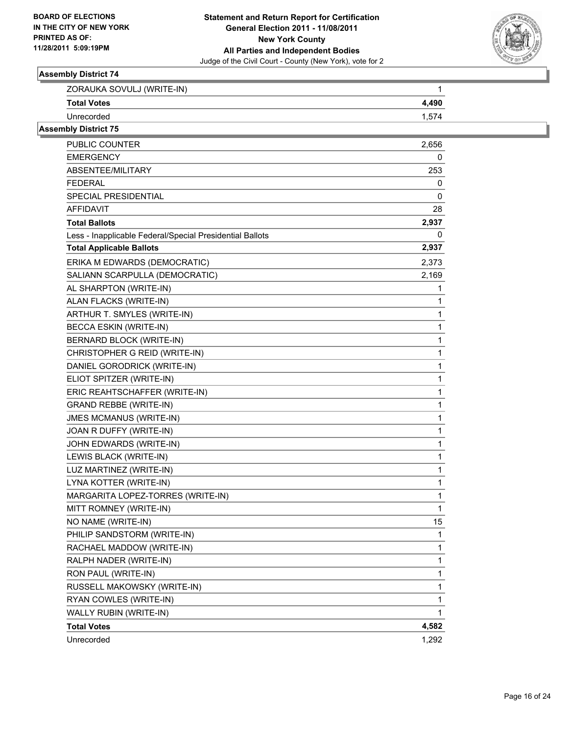**BOARD OF ELECTIONS IN THE CITY OF NEW YORK PRINTED AS OF: 11/28/2011 5:09:19PM**

**Statement and Return Report for Certification General Election 2011 - 11/08/2011 New York County All Parties and Independent Bodies**

Judge of the Civil Court - County (New York), vote for 2

### Assembly District 74

| | |
|---|---|
| ZORAUKA SOVULJ (WRITE-IN) | 1 |
| **Total Votes** | **4,490** |
| Unrecorded | 1,574 |

### Assembly District 75

| | |
|---|---|
| PUBLIC COUNTER | 2,656 |
| EMERGENCY | 0 |
| ABSENTEE/MILITARY | 253 |
| FEDERAL | 0 |
| SPECIAL PRESIDENTIAL | 0 |
| AFFIDAVIT | 28 |
| **Total Ballots** | **2,937** |
| Less - Inapplicable Federal/Special Presidential Ballots | 0 |
| **Total Applicable Ballots** | **2,937** |
| ERIKA M EDWARDS (DEMOCRATIC) | 2,373 |
| SALIANN SCARPULLA (DEMOCRATIC) | 2,169 |
| AL SHARPTON (WRITE-IN) | 1 |
| ALAN FLACKS (WRITE-IN) | 1 |
| ARTHUR T. SMYLES (WRITE-IN) | 1 |
| BECCA ESKIN (WRITE-IN) | 1 |
| BERNARD BLOCK (WRITE-IN) | 1 |
| CHRISTOPHER G REID (WRITE-IN) | 1 |
| DANIEL GORODRICK (WRITE-IN) | 1 |
| ELIOT SPITZER (WRITE-IN) | 1 |
| ERIC REAHTSCHAFFER (WRITE-IN) | 1 |
| GRAND REBBE (WRITE-IN) | 1 |
| JMES MCMANUS (WRITE-IN) | 1 |
| JOAN R DUFFY (WRITE-IN) | 1 |
| JOHN EDWARDS (WRITE-IN) | 1 |
| LEWIS BLACK (WRITE-IN) | 1 |
| LUZ MARTINEZ (WRITE-IN) | 1 |
| LYNA KOTTER (WRITE-IN) | 1 |
| MARGARITA LOPEZ-TORRES (WRITE-IN) | 1 |
| MITT ROMNEY (WRITE-IN) | 1 |
| NO NAME (WRITE-IN) | 15 |
| PHILIP SANDSTORM (WRITE-IN) | 1 |
| RACHAEL MADDOW (WRITE-IN) | 1 |
| RALPH NADER (WRITE-IN) | 1 |
| RON PAUL (WRITE-IN) | 1 |
| RUSSELL MAKOWSKY (WRITE-IN) | 1 |
| RYAN COWLES (WRITE-IN) | 1 |
| WALLY RUBIN (WRITE-IN) | 1 |
| **Total Votes** | **4,582** |
| Unrecorded | 1,292 |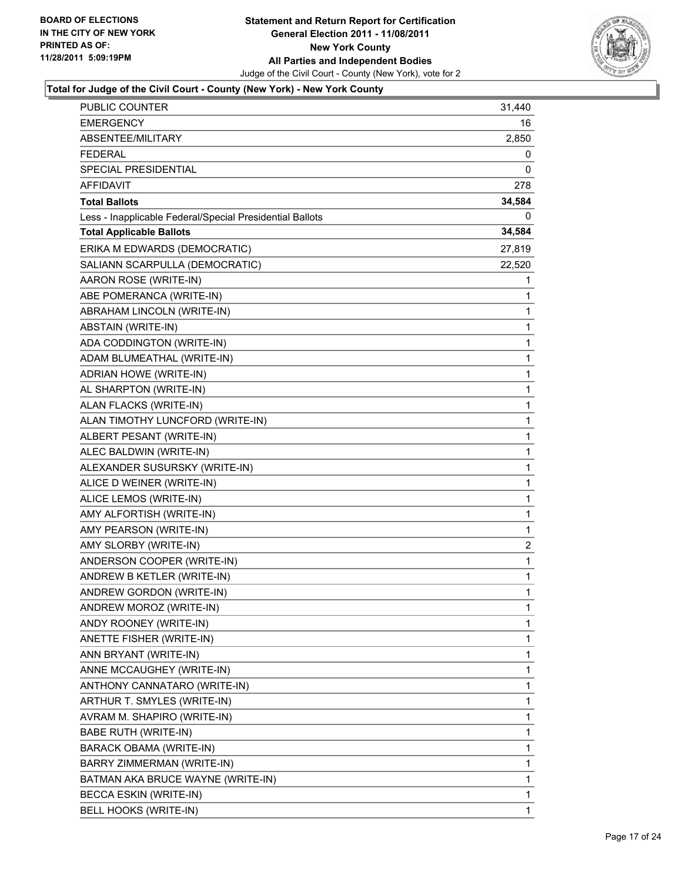**BOARD OF ELECTIONS IN THE CITY OF NEW YORK PRINTED AS OF: 11/28/2011 5:09:19PM**

**Statement and Return Report for Certification General Election 2011 - 11/08/2011 New York County All Parties and Independent Bodies**

Judge of the Civil Court - County (New York), vote for 2

### Total for Judge of the Civil Court - County (New York) - New York County

| | |
|---|---|
| PUBLIC COUNTER | 31,440 |
| EMERGENCY | 16 |
| ABSENTEE/MILITARY | 2,850 |
| FEDERAL | 0 |
| SPECIAL PRESIDENTIAL | 0 |
| AFFIDAVIT | 278 |
| **Total Ballots** | **34,584** |
| Less - Inapplicable Federal/Special Presidential Ballots | 0 |
| **Total Applicable Ballots** | **34,584** |
| ERIKA M EDWARDS (DEMOCRATIC) | 27,819 |
| SALIANN SCARPULLA (DEMOCRATIC) | 22,520 |
| AARON ROSE (WRITE-IN) | 1 |
| ABE POMERANCA (WRITE-IN) | 1 |
| ABRAHAM LINCOLN (WRITE-IN) | 1 |
| ABSTAIN (WRITE-IN) | 1 |
| ADA CODDINGTON (WRITE-IN) | 1 |
| ADAM BLUMEATHAL (WRITE-IN) | 1 |
| ADRIAN HOWE (WRITE-IN) | 1 |
| AL SHARPTON (WRITE-IN) | 1 |
| ALAN FLACKS (WRITE-IN) | 1 |
| ALAN TIMOTHY LUNCFORD (WRITE-IN) | 1 |
| ALBERT PESANT (WRITE-IN) | 1 |
| ALEC BALDWIN (WRITE-IN) | 1 |
| ALEXANDER SUSURSKY (WRITE-IN) | 1 |
| ALICE D WEINER (WRITE-IN) | 1 |
| ALICE LEMOS (WRITE-IN) | 1 |
| AMY ALFORTISH (WRITE-IN) | 1 |
| AMY PEARSON (WRITE-IN) | 1 |
| AMY SLORBY (WRITE-IN) | 2 |
| ANDERSON COOPER (WRITE-IN) | 1 |
| ANDREW B KETLER (WRITE-IN) | 1 |
| ANDREW GORDON (WRITE-IN) | 1 |
| ANDREW MOROZ (WRITE-IN) | 1 |
| ANDY ROONEY (WRITE-IN) | 1 |
| ANETTE FISHER (WRITE-IN) | 1 |
| ANN BRYANT (WRITE-IN) | 1 |
| ANNE MCCAUGHEY (WRITE-IN) | 1 |
| ANTHONY CANNATARO (WRITE-IN) | 1 |
| ARTHUR T. SMYLES (WRITE-IN) | 1 |
| AVRAM M. SHAPIRO (WRITE-IN) | 1 |
| BABE RUTH (WRITE-IN) | 1 |
| BARACK OBAMA (WRITE-IN) | 1 |
| BARRY ZIMMERMAN (WRITE-IN) | 1 |
| BATMAN AKA BRUCE WAYNE (WRITE-IN) | 1 |
| BECCA ESKIN (WRITE-IN) | 1 |
| BELL HOOKS (WRITE-IN) | 1 |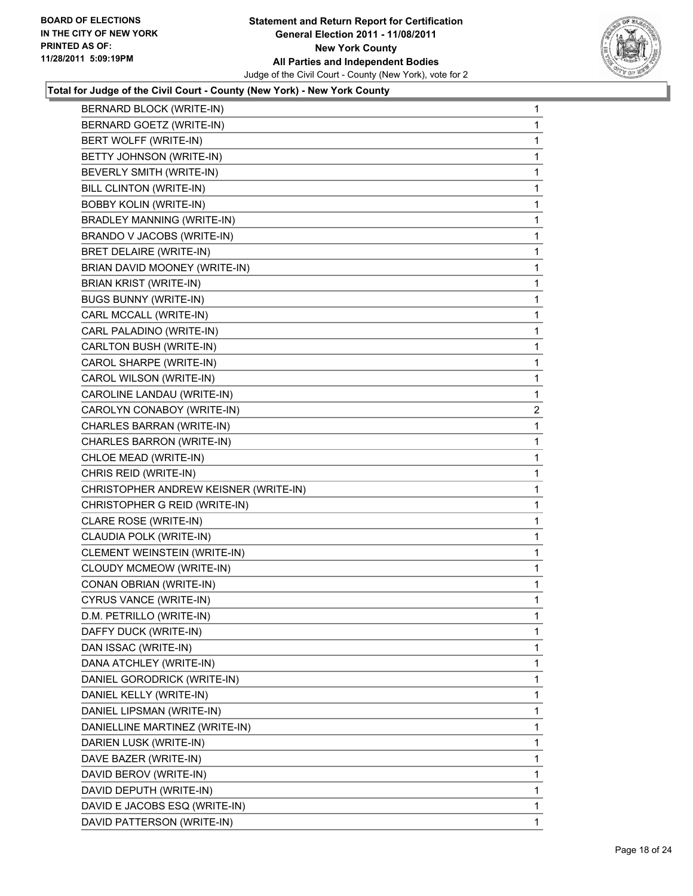### Total for Judge of the Civil Court - County (New York) - New York County

| Candidate | Votes |
|---|---|
| BERNARD BLOCK (WRITE-IN) | 1 |
| BERNARD GOETZ (WRITE-IN) | 1 |
| BERT WOLFF (WRITE-IN) | 1 |
| BETTY JOHNSON (WRITE-IN) | 1 |
| BEVERLY SMITH (WRITE-IN) | 1 |
| BILL CLINTON (WRITE-IN) | 1 |
| BOBBY KOLIN (WRITE-IN) | 1 |
| BRADLEY MANNING (WRITE-IN) | 1 |
| BRANDO V JACOBS (WRITE-IN) | 1 |
| BRET DELAIRE (WRITE-IN) | 1 |
| BRIAN DAVID MOONEY (WRITE-IN) | 1 |
| BRIAN KRIST (WRITE-IN) | 1 |
| BUGS BUNNY (WRITE-IN) | 1 |
| CARL MCCALL (WRITE-IN) | 1 |
| CARL PALADINO (WRITE-IN) | 1 |
| CARLTON BUSH (WRITE-IN) | 1 |
| CAROL SHARPE (WRITE-IN) | 1 |
| CAROL WILSON (WRITE-IN) | 1 |
| CAROLINE LANDAU (WRITE-IN) | 1 |
| CAROLYN CONABOY (WRITE-IN) | 2 |
| CHARLES BARRAN (WRITE-IN) | 1 |
| CHARLES BARRON (WRITE-IN) | 1 |
| CHLOE MEAD (WRITE-IN) | 1 |
| CHRIS REID (WRITE-IN) | 1 |
| CHRISTOPHER ANDREW KEISNER (WRITE-IN) | 1 |
| CHRISTOPHER G REID (WRITE-IN) | 1 |
| CLARE ROSE (WRITE-IN) | 1 |
| CLAUDIA POLK (WRITE-IN) | 1 |
| CLEMENT WEINSTEIN (WRITE-IN) | 1 |
| CLOUDY MCMEOW (WRITE-IN) | 1 |
| CONAN OBRIAN (WRITE-IN) | 1 |
| CYRUS VANCE (WRITE-IN) | 1 |
| D.M. PETRILLO (WRITE-IN) | 1 |
| DAFFY DUCK (WRITE-IN) | 1 |
| DAN ISSAC (WRITE-IN) | 1 |
| DANA ATCHLEY (WRITE-IN) | 1 |
| DANIEL GORODRICK (WRITE-IN) | 1 |
| DANIEL KELLY (WRITE-IN) | 1 |
| DANIEL LIPSMAN (WRITE-IN) | 1 |
| DANIELLINE MARTINEZ (WRITE-IN) | 1 |
| DARIEN LUSK (WRITE-IN) | 1 |
| DAVE BAZER (WRITE-IN) | 1 |
| DAVID BEROV (WRITE-IN) | 1 |
| DAVID DEPUTH (WRITE-IN) | 1 |
| DAVID E JACOBS ESQ (WRITE-IN) | 1 |
| DAVID PATTERSON (WRITE-IN) | 1 |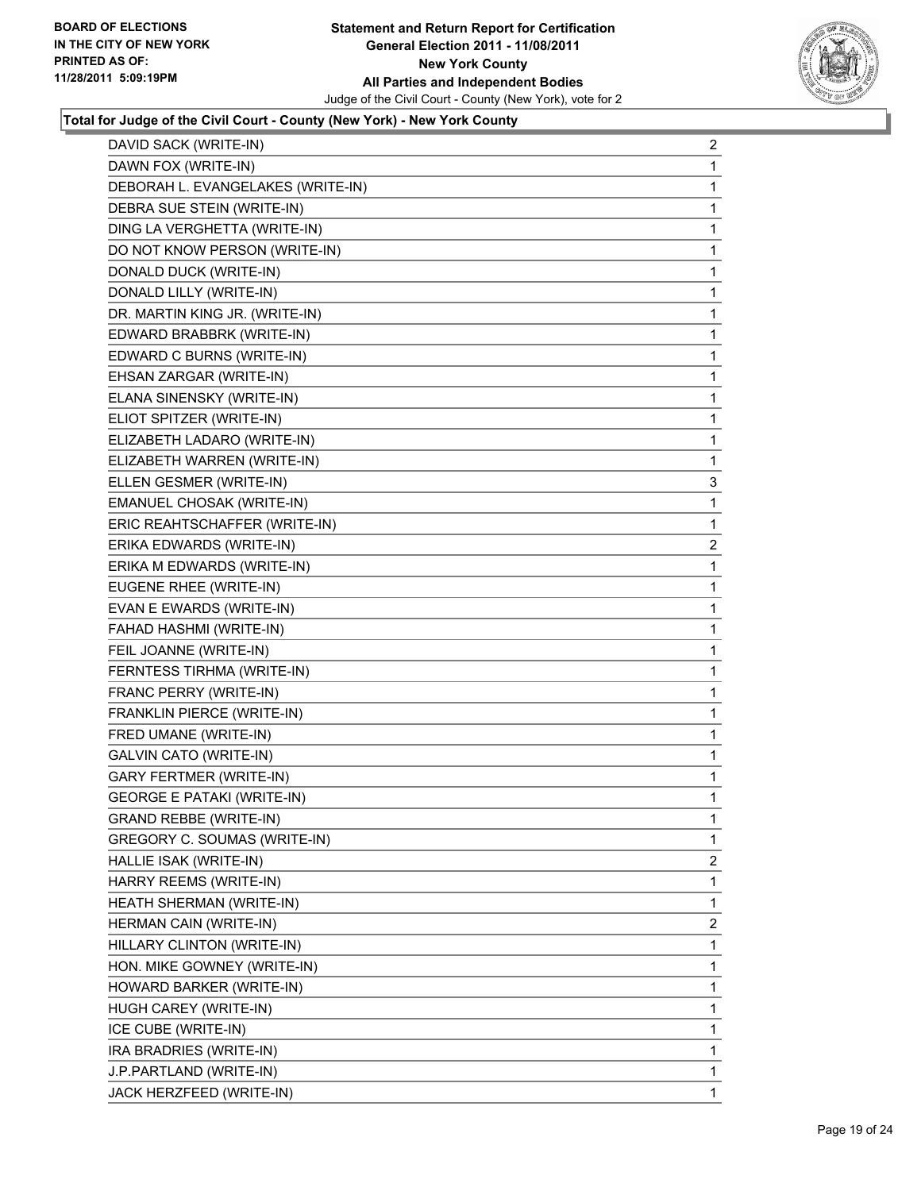**Statement and Return Report for Certification**
**General Election 2011 - 11/08/2011**
**New York County**
**All Parties and Independent Bodies**
Judge of the Civil Court - County (New York), vote for 2

BOARD OF ELECTIONS
IN THE CITY OF NEW YORK
PRINTED AS OF:
11/28/2011 5:09:19PM

### Total for Judge of the Civil Court - County (New York) - New York County

| Candidate | Votes |
|---|---|
| DAVID SACK (WRITE-IN) | 2 |
| DAWN FOX (WRITE-IN) | 1 |
| DEBORAH L. EVANGELAKES (WRITE-IN) | 1 |
| DEBRA SUE STEIN (WRITE-IN) | 1 |
| DING LA VERGHETTA (WRITE-IN) | 1 |
| DO NOT KNOW PERSON (WRITE-IN) | 1 |
| DONALD DUCK (WRITE-IN) | 1 |
| DONALD LILLY (WRITE-IN) | 1 |
| DR. MARTIN KING JR. (WRITE-IN) | 1 |
| EDWARD BRABBRK (WRITE-IN) | 1 |
| EDWARD C BURNS (WRITE-IN) | 1 |
| EHSAN ZARGAR (WRITE-IN) | 1 |
| ELANA SINENSKY (WRITE-IN) | 1 |
| ELIOT SPITZER (WRITE-IN) | 1 |
| ELIZABETH LADARO (WRITE-IN) | 1 |
| ELIZABETH WARREN (WRITE-IN) | 1 |
| ELLEN GESMER (WRITE-IN) | 3 |
| EMANUEL CHOSAK (WRITE-IN) | 1 |
| ERIC REAHTSCHAFFER (WRITE-IN) | 1 |
| ERIKA EDWARDS (WRITE-IN) | 2 |
| ERIKA M EDWARDS (WRITE-IN) | 1 |
| EUGENE RHEE (WRITE-IN) | 1 |
| EVAN E EWARDS (WRITE-IN) | 1 |
| FAHAD HASHMI (WRITE-IN) | 1 |
| FEIL JOANNE (WRITE-IN) | 1 |
| FERNTESS TIRHMA (WRITE-IN) | 1 |
| FRANC PERRY (WRITE-IN) | 1 |
| FRANKLIN PIERCE (WRITE-IN) | 1 |
| FRED UMANE (WRITE-IN) | 1 |
| GALVIN CATO (WRITE-IN) | 1 |
| GARY FERTMER (WRITE-IN) | 1 |
| GEORGE E PATAKI (WRITE-IN) | 1 |
| GRAND REBBE (WRITE-IN) | 1 |
| GREGORY C. SOUMAS (WRITE-IN) | 1 |
| HALLIE ISAK (WRITE-IN) | 2 |
| HARRY REEMS (WRITE-IN) | 1 |
| HEATH SHERMAN (WRITE-IN) | 1 |
| HERMAN CAIN (WRITE-IN) | 2 |
| HILLARY CLINTON (WRITE-IN) | 1 |
| HON. MIKE GOWNEY (WRITE-IN) | 1 |
| HOWARD BARKER (WRITE-IN) | 1 |
| HUGH CAREY (WRITE-IN) | 1 |
| ICE CUBE (WRITE-IN) | 1 |
| IRA BRADRIES (WRITE-IN) | 1 |
| J.P.PARTLAND (WRITE-IN) | 1 |
| JACK HERZFEED (WRITE-IN) | 1 |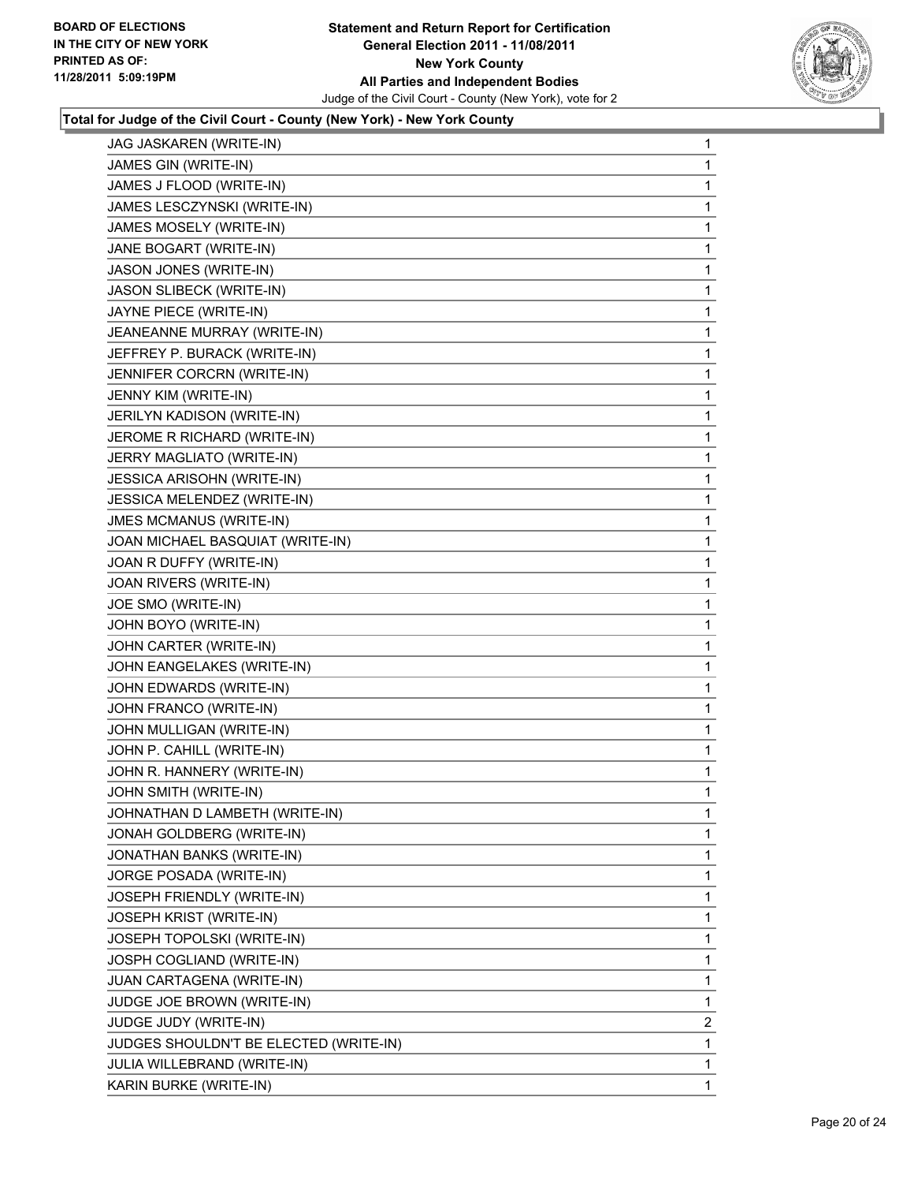**Statement and Return Report for Certification**
**General Election 2011 - 11/08/2011**
**New York County**
**All Parties and Independent Bodies**
Judge of the Civil Court - County (New York), vote for 2

BOARD OF ELECTIONS IN THE CITY OF NEW YORK PRINTED AS OF: 11/28/2011 5:09:19PM

**Total for Judge of the Civil Court - County (New York) - New York County**

| | |
|---|---|
| JAG JASKAREN (WRITE-IN) | 1 |
| JAMES GIN (WRITE-IN) | 1 |
| JAMES J FLOOD (WRITE-IN) | 1 |
| JAMES LESCZYNSKI (WRITE-IN) | 1 |
| JAMES MOSELY (WRITE-IN) | 1 |
| JANE BOGART (WRITE-IN) | 1 |
| JASON JONES (WRITE-IN) | 1 |
| JASON SLIBECK (WRITE-IN) | 1 |
| JAYNE PIECE (WRITE-IN) | 1 |
| JEANEANNE MURRAY (WRITE-IN) | 1 |
| JEFFREY P. BURACK (WRITE-IN) | 1 |
| JENNIFER CORCRN (WRITE-IN) | 1 |
| JENNY KIM (WRITE-IN) | 1 |
| JERILYN KADISON (WRITE-IN) | 1 |
| JEROME R RICHARD (WRITE-IN) | 1 |
| JERRY MAGLIATO (WRITE-IN) | 1 |
| JESSICA ARISOHN (WRITE-IN) | 1 |
| JESSICA MELENDEZ (WRITE-IN) | 1 |
| JMES MCMANUS (WRITE-IN) | 1 |
| JOAN MICHAEL BASQUIAT (WRITE-IN) | 1 |
| JOAN R DUFFY (WRITE-IN) | 1 |
| JOAN RIVERS (WRITE-IN) | 1 |
| JOE SMO (WRITE-IN) | 1 |
| JOHN BOYO (WRITE-IN) | 1 |
| JOHN CARTER (WRITE-IN) | 1 |
| JOHN EANGELAKES (WRITE-IN) | 1 |
| JOHN EDWARDS (WRITE-IN) | 1 |
| JOHN FRANCO (WRITE-IN) | 1 |
| JOHN MULLIGAN (WRITE-IN) | 1 |
| JOHN P. CAHILL (WRITE-IN) | 1 |
| JOHN R. HANNERY (WRITE-IN) | 1 |
| JOHN SMITH (WRITE-IN) | 1 |
| JOHNATHAN D LAMBETH (WRITE-IN) | 1 |
| JONAH GOLDBERG (WRITE-IN) | 1 |
| JONATHAN BANKS (WRITE-IN) | 1 |
| JORGE POSADA (WRITE-IN) | 1 |
| JOSEPH FRIENDLY (WRITE-IN) | 1 |
| JOSEPH KRIST (WRITE-IN) | 1 |
| JOSEPH TOPOLSKI (WRITE-IN) | 1 |
| JOSPH COGLIAND (WRITE-IN) | 1 |
| JUAN CARTAGENA (WRITE-IN) | 1 |
| JUDGE JOE BROWN (WRITE-IN) | 1 |
| JUDGE JUDY (WRITE-IN) | 2 |
| JUDGES SHOULDN'T BE ELECTED (WRITE-IN) | 1 |
| JULIA WILLEBRAND (WRITE-IN) | 1 |
| KARIN BURKE (WRITE-IN) | 1 |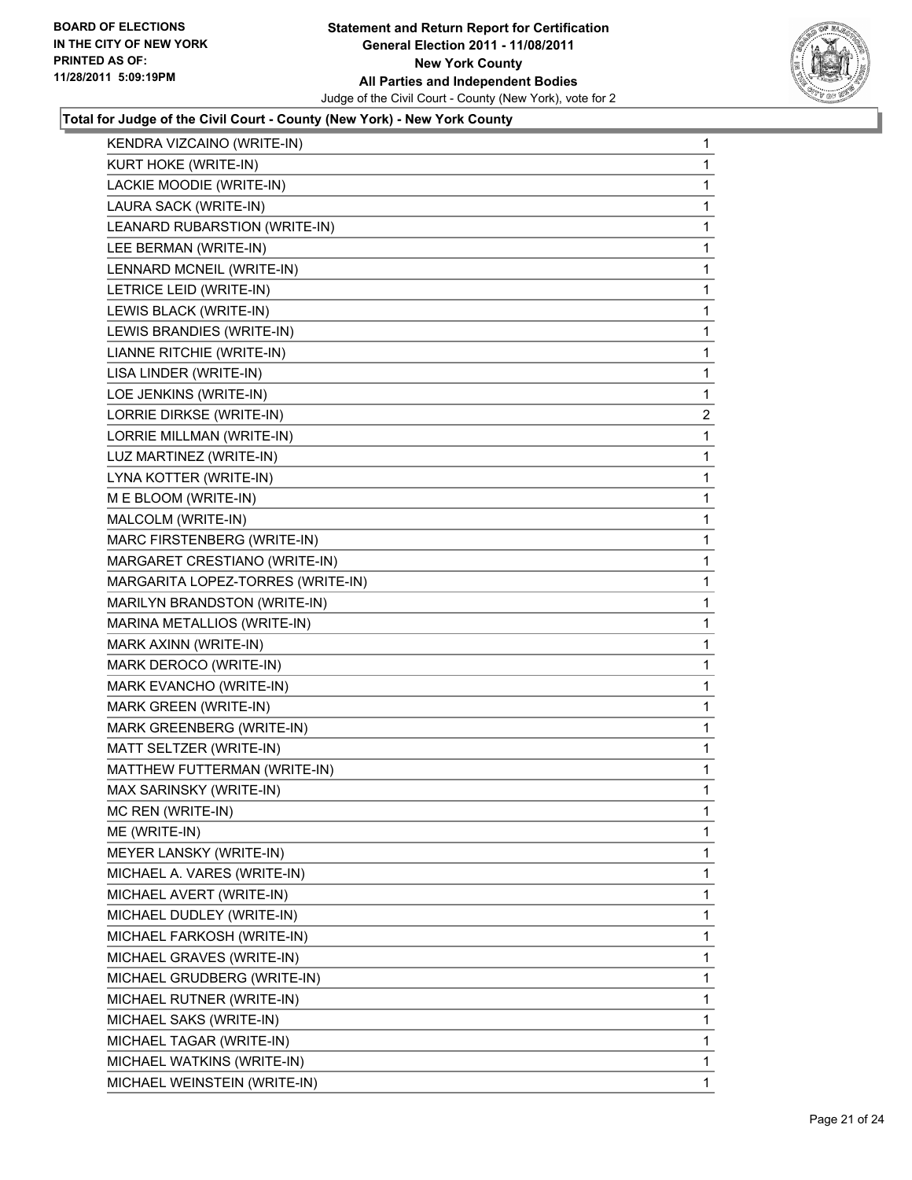**Statement and Return Report for Certification**
**General Election 2011 - 11/08/2011**
**New York County**
**All Parties and Independent Bodies**
Judge of the Civil Court - County (New York), vote for 2

BOARD OF ELECTIONS IN THE CITY OF NEW YORK PRINTED AS OF: 11/28/2011 5:09:19PM

**Total for Judge of the Civil Court - County (New York) - New York County**

| Candidate | Votes |
|---|---|
| KENDRA VIZCAINO (WRITE-IN) | 1 |
| KURT HOKE (WRITE-IN) | 1 |
| LACKIE MOODIE (WRITE-IN) | 1 |
| LAURA SACK (WRITE-IN) | 1 |
| LEANARD RUBARSTION (WRITE-IN) | 1 |
| LEE BERMAN (WRITE-IN) | 1 |
| LENNARD MCNEIL (WRITE-IN) | 1 |
| LETRICE LEID (WRITE-IN) | 1 |
| LEWIS BLACK (WRITE-IN) | 1 |
| LEWIS BRANDIES (WRITE-IN) | 1 |
| LIANNE RITCHIE (WRITE-IN) | 1 |
| LISA LINDER (WRITE-IN) | 1 |
| LOE JENKINS (WRITE-IN) | 1 |
| LORRIE DIRKSE (WRITE-IN) | 2 |
| LORRIE MILLMAN (WRITE-IN) | 1 |
| LUZ MARTINEZ (WRITE-IN) | 1 |
| LYNA KOTTER (WRITE-IN) | 1 |
| M E BLOOM (WRITE-IN) | 1 |
| MALCOLM (WRITE-IN) | 1 |
| MARC FIRSTENBERG (WRITE-IN) | 1 |
| MARGARET CRESTIANO (WRITE-IN) | 1 |
| MARGARITA LOPEZ-TORRES (WRITE-IN) | 1 |
| MARILYN BRANDSTON (WRITE-IN) | 1 |
| MARINA METALLIOS (WRITE-IN) | 1 |
| MARK AXINN (WRITE-IN) | 1 |
| MARK DEROCO (WRITE-IN) | 1 |
| MARK EVANCHO (WRITE-IN) | 1 |
| MARK GREEN (WRITE-IN) | 1 |
| MARK GREENBERG (WRITE-IN) | 1 |
| MATT SELTZER (WRITE-IN) | 1 |
| MATTHEW FUTTERMAN (WRITE-IN) | 1 |
| MAX SARINSKY (WRITE-IN) | 1 |
| MC REN (WRITE-IN) | 1 |
| ME (WRITE-IN) | 1 |
| MEYER LANSKY (WRITE-IN) | 1 |
| MICHAEL A. VARES (WRITE-IN) | 1 |
| MICHAEL AVERT (WRITE-IN) | 1 |
| MICHAEL DUDLEY (WRITE-IN) | 1 |
| MICHAEL FARKOSH (WRITE-IN) | 1 |
| MICHAEL GRAVES (WRITE-IN) | 1 |
| MICHAEL GRUDBERG (WRITE-IN) | 1 |
| MICHAEL RUTNER (WRITE-IN) | 1 |
| MICHAEL SAKS (WRITE-IN) | 1 |
| MICHAEL TAGAR (WRITE-IN) | 1 |
| MICHAEL WATKINS (WRITE-IN) | 1 |
| MICHAEL WEINSTEIN (WRITE-IN) | 1 |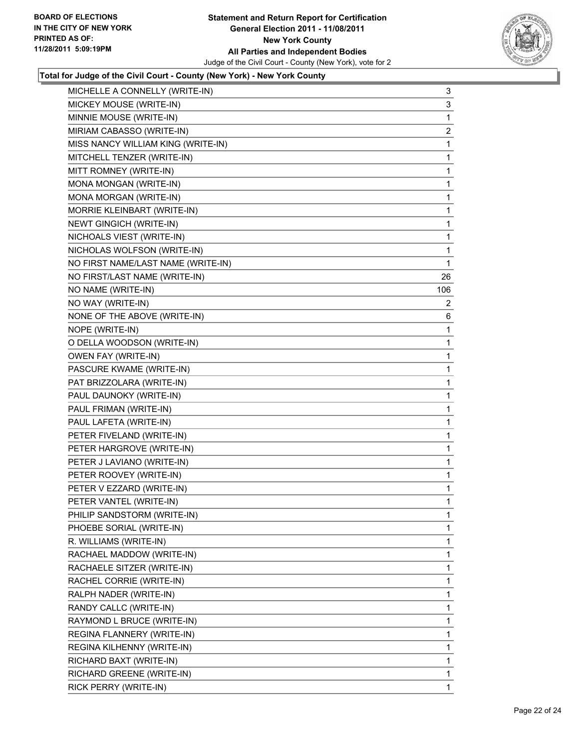**Total for Judge of the Civil Court - County (New York) - New York County**

| | |
|---|---|
| MICHELLE A CONNELLY (WRITE-IN) | 3 |
| MICKEY MOUSE (WRITE-IN) | 3 |
| MINNIE MOUSE (WRITE-IN) | 1 |
| MIRIAM CABASSO (WRITE-IN) | 2 |
| MISS NANCY WILLIAM KING (WRITE-IN) | 1 |
| MITCHELL TENZER (WRITE-IN) | 1 |
| MITT ROMNEY (WRITE-IN) | 1 |
| MONA MONGAN (WRITE-IN) | 1 |
| MONA MORGAN (WRITE-IN) | 1 |
| MORRIE KLEINBART (WRITE-IN) | 1 |
| NEWT GINGICH (WRITE-IN) | 1 |
| NICHOALS VIEST (WRITE-IN) | 1 |
| NICHOLAS WOLFSON (WRITE-IN) | 1 |
| NO FIRST NAME/LAST NAME (WRITE-IN) | 1 |
| NO FIRST/LAST NAME (WRITE-IN) | 26 |
| NO NAME (WRITE-IN) | 106 |
| NO WAY (WRITE-IN) | 2 |
| NONE OF THE ABOVE (WRITE-IN) | 6 |
| NOPE (WRITE-IN) | 1 |
| O DELLA WOODSON (WRITE-IN) | 1 |
| OWEN FAY (WRITE-IN) | 1 |
| PASCURE KWAME (WRITE-IN) | 1 |
| PAT BRIZZOLARA (WRITE-IN) | 1 |
| PAUL DAUNOKY (WRITE-IN) | 1 |
| PAUL FRIMAN (WRITE-IN) | 1 |
| PAUL LAFETA (WRITE-IN) | 1 |
| PETER FIVELAND (WRITE-IN) | 1 |
| PETER HARGROVE (WRITE-IN) | 1 |
| PETER J LAVIANO (WRITE-IN) | 1 |
| PETER ROOVEY (WRITE-IN) | 1 |
| PETER V EZZARD (WRITE-IN) | 1 |
| PETER VANTEL (WRITE-IN) | 1 |
| PHILIP SANDSTORM (WRITE-IN) | 1 |
| PHOEBE SORIAL (WRITE-IN) | 1 |
| R. WILLIAMS (WRITE-IN) | 1 |
| RACHAEL MADDOW (WRITE-IN) | 1 |
| RACHAELE SITZER (WRITE-IN) | 1 |
| RACHEL CORRIE (WRITE-IN) | 1 |
| RALPH NADER (WRITE-IN) | 1 |
| RANDY CALLC (WRITE-IN) | 1 |
| RAYMOND L BRUCE (WRITE-IN) | 1 |
| REGINA FLANNERY (WRITE-IN) | 1 |
| REGINA KILHENNY (WRITE-IN) | 1 |
| RICHARD BAXT (WRITE-IN) | 1 |
| RICHARD GREENE (WRITE-IN) | 1 |
| RICK PERRY (WRITE-IN) | 1 |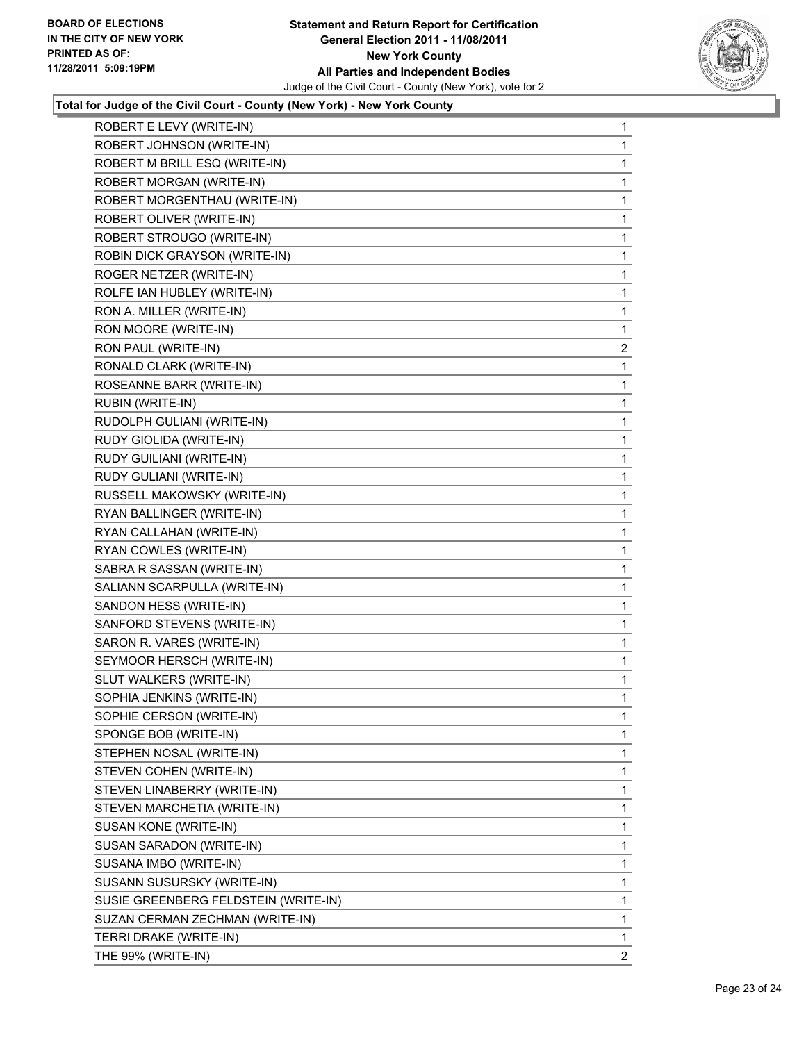**Total for Judge of the Civil Court - County (New York) - New York County**

| | |
|---|---|
| ROBERT E LEVY (WRITE-IN) | 1 |
| ROBERT JOHNSON (WRITE-IN) | 1 |
| ROBERT M BRILL ESQ (WRITE-IN) | 1 |
| ROBERT MORGAN (WRITE-IN) | 1 |
| ROBERT MORGENTHAU (WRITE-IN) | 1 |
| ROBERT OLIVER (WRITE-IN) | 1 |
| ROBERT STROUGO (WRITE-IN) | 1 |
| ROBIN DICK GRAYSON (WRITE-IN) | 1 |
| ROGER NETZER (WRITE-IN) | 1 |
| ROLFE IAN HUBLEY (WRITE-IN) | 1 |
| RON A. MILLER (WRITE-IN) | 1 |
| RON MOORE (WRITE-IN) | 1 |
| RON PAUL (WRITE-IN) | 2 |
| RONALD CLARK (WRITE-IN) | 1 |
| ROSEANNE BARR (WRITE-IN) | 1 |
| RUBIN (WRITE-IN) | 1 |
| RUDOLPH GULIANI (WRITE-IN) | 1 |
| RUDY GIOLIDA (WRITE-IN) | 1 |
| RUDY GUILIANI (WRITE-IN) | 1 |
| RUDY GULIANI (WRITE-IN) | 1 |
| RUSSELL MAKOWSKY (WRITE-IN) | 1 |
| RYAN BALLINGER (WRITE-IN) | 1 |
| RYAN CALLAHAN (WRITE-IN) | 1 |
| RYAN COWLES (WRITE-IN) | 1 |
| SABRA R SASSAN (WRITE-IN) | 1 |
| SALIANN SCARPULLA (WRITE-IN) | 1 |
| SANDON HESS (WRITE-IN) | 1 |
| SANFORD STEVENS (WRITE-IN) | 1 |
| SARON R. VARES (WRITE-IN) | 1 |
| SEYMOOR HERSCH (WRITE-IN) | 1 |
| SLUT WALKERS (WRITE-IN) | 1 |
| SOPHIA JENKINS (WRITE-IN) | 1 |
| SOPHIE CERSON (WRITE-IN) | 1 |
| SPONGE BOB (WRITE-IN) | 1 |
| STEPHEN NOSAL (WRITE-IN) | 1 |
| STEVEN COHEN (WRITE-IN) | 1 |
| STEVEN LINABERRY (WRITE-IN) | 1 |
| STEVEN MARCHETIA (WRITE-IN) | 1 |
| SUSAN KONE (WRITE-IN) | 1 |
| SUSAN SARADON (WRITE-IN) | 1 |
| SUSANA IMBO (WRITE-IN) | 1 |
| SUSANN SUSURSKY (WRITE-IN) | 1 |
| SUSIE GREENBERG FELDSTEIN (WRITE-IN) | 1 |
| SUZAN CERMAN ZECHMAN (WRITE-IN) | 1 |
| TERRI DRAKE (WRITE-IN) | 1 |
| THE 99% (WRITE-IN) | 2 |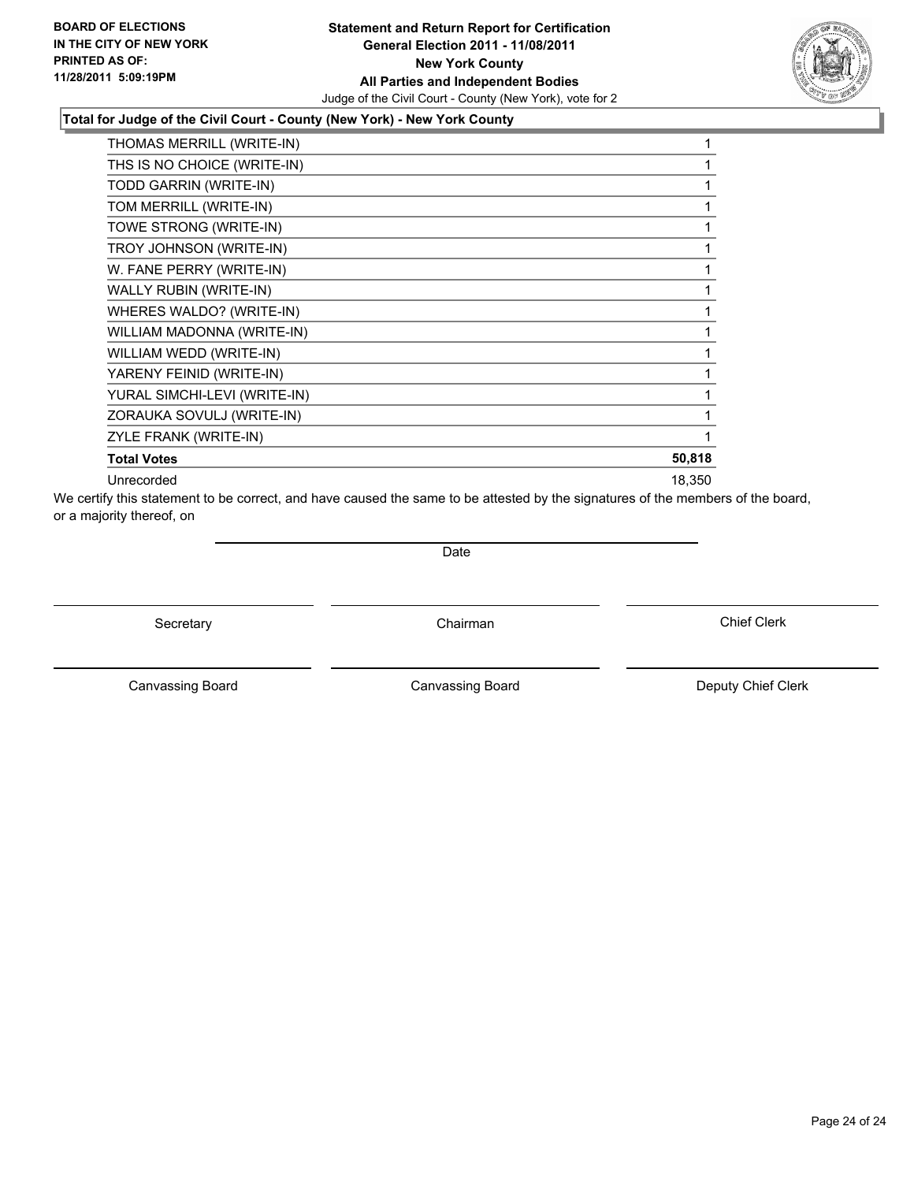**BOARD OF ELECTIONS IN THE CITY OF NEW YORK PRINTED AS OF: 11/28/2011 5:09:19PM**

**Statement and Return Report for Certification General Election 2011 - 11/08/2011 New York County All Parties and Independent Bodies**

Judge of the Civil Court - County (New York), vote for 2

**Total for Judge of the Civil Court - County (New York) - New York County**

| | |
|---|---|
| THOMAS MERRILL (WRITE-IN) | 1 |
| THS IS NO CHOICE (WRITE-IN) | 1 |
| TODD GARRIN (WRITE-IN) | 1 |
| TOM MERRILL (WRITE-IN) | 1 |
| TOWE STRONG (WRITE-IN) | 1 |
| TROY JOHNSON (WRITE-IN) | 1 |
| W. FANE PERRY (WRITE-IN) | 1 |
| WALLY RUBIN (WRITE-IN) | 1 |
| WHERES WALDO? (WRITE-IN) | 1 |
| WILLIAM MADONNA (WRITE-IN) | 1 |
| WILLIAM WEDD (WRITE-IN) | 1 |
| YARENY FEINID (WRITE-IN) | 1 |
| YURAL SIMCHI-LEVI (WRITE-IN) | 1 |
| ZORAUKA SOVULJ (WRITE-IN) | 1 |
| ZYLE FRANK (WRITE-IN) | 1 |
| **Total Votes** | **50,818** |
| Unrecorded | 18,350 |

We certify this statement to be correct, and have caused the same to be attested by the signatures of the members of the board, or a majority thereof, on

Date

Secretary

Chairman

Chief Clerk

Canvassing Board

Canvassing Board

Deputy Chief Clerk